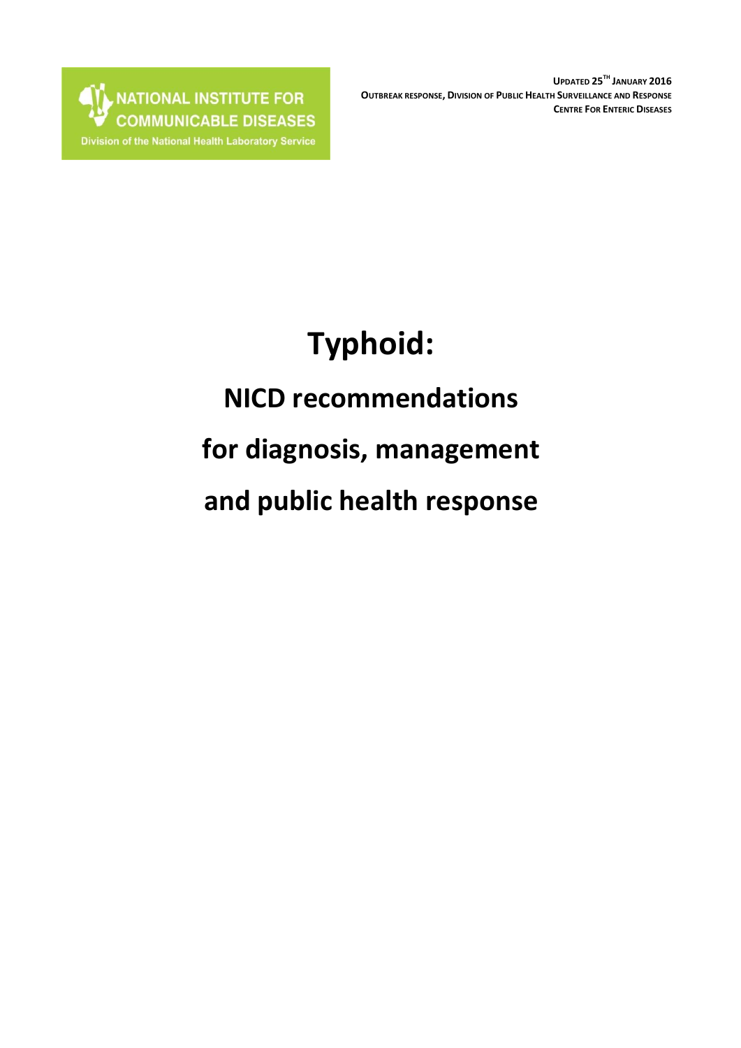NATIONAL INSTITUTE FOR COMMUNICABLE DISEASES

Division of the National Health Laboratory Service

UPDATED 25TH JANUARY 2016

OUTBREAK RESPONSE, DIVISION OF PUBLIC HEALTH SURVEILLANCE AND RESPONSE

CENTRE FOR ENTERIC DISEASES

# Typhoid:

## NICD recommendations for diagnosis, management and public health response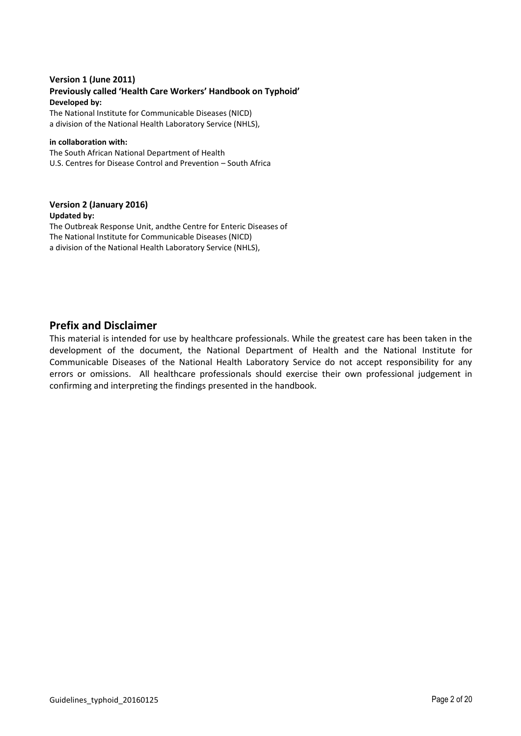**Version 1 (June 2011)**
**Previously called 'Health Care Workers' Handbook on Typhoid'**
**Developed by:**
The National Institute for Communicable Diseases (NICD)
a division of the National Health Laboratory Service (NHLS),

**in collaboration with:**
The South African National Department of Health
U.S. Centres for Disease Control and Prevention – South Africa

**Version 2 (January 2016)**
**Updated by:**
The Outbreak Response Unit, andthe Centre for Enteric Diseases of
The National Institute for Communicable Diseases (NICD)
a division of the National Health Laboratory Service (NHLS),

## Prefix and Disclaimer

This material is intended for use by healthcare professionals. While the greatest care has been taken in the development of the document, the National Department of Health and the National Institute for Communicable Diseases of the National Health Laboratory Service do not accept responsibility for any errors or omissions. All healthcare professionals should exercise their own professional judgement in confirming and interpreting the findings presented in the handbook.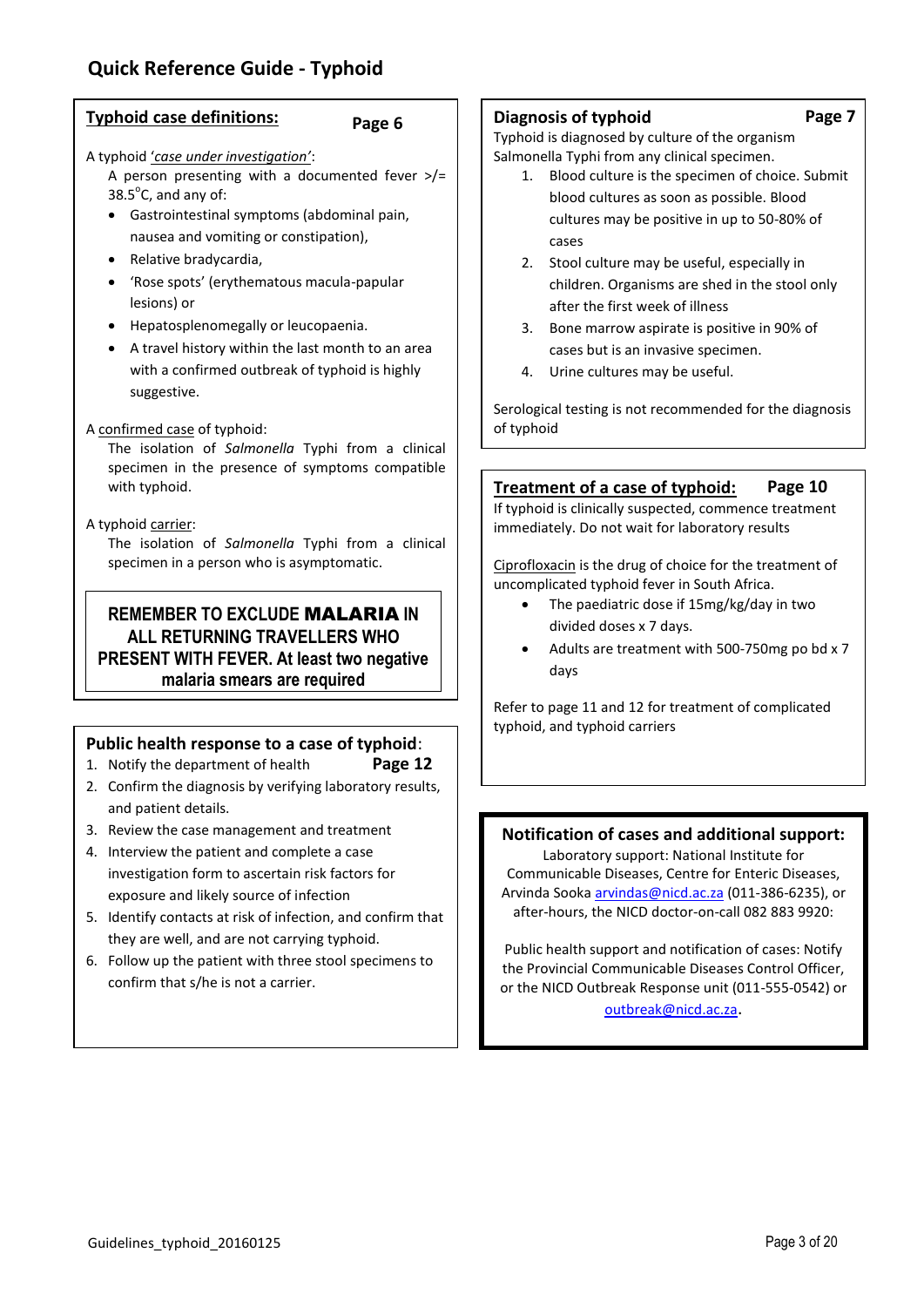# Quick Reference Guide - Typhoid

## Typhoid case definitions: Page 6

A typhoid '*case under investigation*':

A person presenting with a documented fever >/= 38.5°C, and any of:

- Gastrointestinal symptoms (abdominal pain, nausea and vomiting or constipation),
- Relative bradycardia,
- 'Rose spots' (erythematous macula-papular lesions) or
- Hepatosplenomegally or leucopaenia.
- A travel history within the last month to an area with a confirmed outbreak of typhoid is highly suggestive.

A confirmed case of typhoid:

The isolation of *Salmonella* Typhi from a clinical specimen in the presence of symptoms compatible with typhoid.

A typhoid carrier:

The isolation of *Salmonella* Typhi from a clinical specimen in a person who is asymptomatic.

**REMEMBER TO EXCLUDE MALARIA IN ALL RETURNING TRAVELLERS WHO PRESENT WITH FEVER. At least two negative malaria smears are required**

## Public health response to a case of typhoid: Page 12

1. Notify the department of health
2. Confirm the diagnosis by verifying laboratory results, and patient details.
3. Review the case management and treatment
4. Interview the patient and complete a case investigation form to ascertain risk factors for exposure and likely source of infection
5. Identify contacts at risk of infection, and confirm that they are well, and are not carrying typhoid.
6. Follow up the patient with three stool specimens to confirm that s/he is not a carrier.

## Diagnosis of typhoid Page 7

Typhoid is diagnosed by culture of the organism Salmonella Typhi from any clinical specimen.

1. Blood culture is the specimen of choice. Submit blood cultures as soon as possible. Blood cultures may be positive in up to 50-80% of cases
2. Stool culture may be useful, especially in children. Organisms are shed in the stool only after the first week of illness
3. Bone marrow aspirate is positive in 90% of cases but is an invasive specimen.
4. Urine cultures may be useful.

Serological testing is not recommended for the diagnosis of typhoid

## Treatment of a case of typhoid: Page 10

If typhoid is clinically suspected, commence treatment immediately. Do not wait for laboratory results

Ciprofloxacin is the drug of choice for the treatment of uncomplicated typhoid fever in South Africa.

- The paediatric dose if 15mg/kg/day in two divided doses x 7 days.
- Adults are treatment with 500-750mg po bd x 7 days

Refer to page 11 and 12 for treatment of complicated typhoid, and typhoid carriers

## Notification of cases and additional support:

Laboratory support: National Institute for Communicable Diseases, Centre for Enteric Diseases, Arvinda Sooka arvindas@nicd.ac.za (011-386-6235), or after-hours, the NICD doctor-on-call 082 883 9920:

Public health support and notification of cases: Notify the Provincial Communicable Diseases Control Officer, or the NICD Outbreak Response unit (011-555-0542) or outbreak@nicd.ac.za.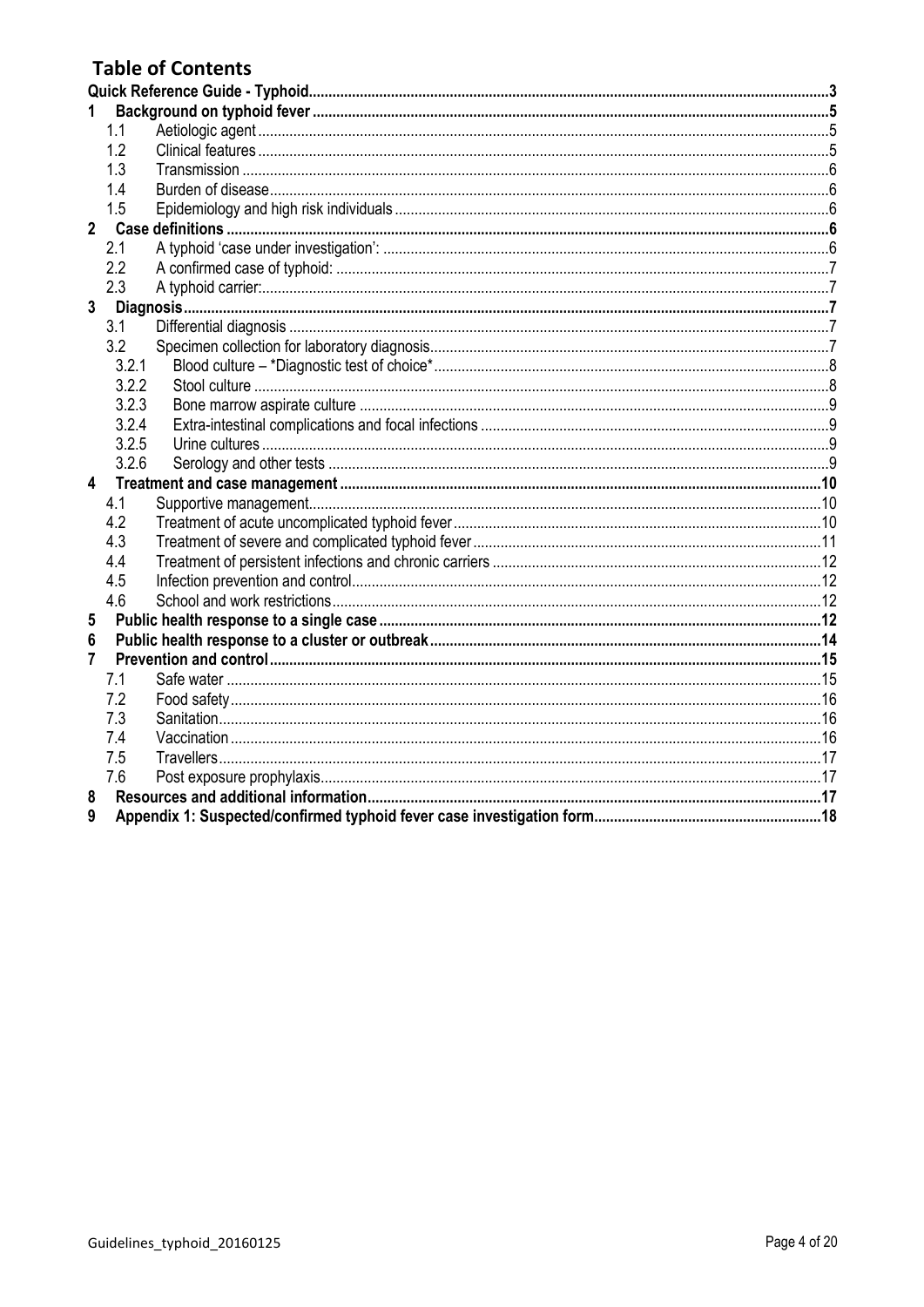## Table of Contents

- Quick Reference Guide - Typhoid ... 3
- 1 Background on typhoid fever ... 5
  - 1.1 Aetiologic agent ... 5
  - 1.2 Clinical features ... 5
  - 1.3 Transmission ... 6
  - 1.4 Burden of disease ... 6
  - 1.5 Epidemiology and high risk individuals ... 6
- 2 Case definitions ... 6
  - 2.1 A typhoid 'case under investigation': ... 6
  - 2.2 A confirmed case of typhoid: ... 7
  - 2.3 A typhoid carrier: ... 7
- 3 Diagnosis ... 7
  - 3.1 Differential diagnosis ... 7
  - 3.2 Specimen collection for laboratory diagnosis ... 7
    - 3.2.1 Blood culture – *Diagnostic test of choice* ... 8
    - 3.2.2 Stool culture ... 8
    - 3.2.3 Bone marrow aspirate culture ... 9
    - 3.2.4 Extra-intestinal complications and focal infections ... 9
    - 3.2.5 Urine cultures ... 9
    - 3.2.6 Serology and other tests ... 9
- 4 Treatment and case management ... 10
  - 4.1 Supportive management ... 10
  - 4.2 Treatment of acute uncomplicated typhoid fever ... 10
  - 4.3 Treatment of severe and complicated typhoid fever ... 11
  - 4.4 Treatment of persistent infections and chronic carriers ... 12
  - 4.5 Infection prevention and control ... 12
  - 4.6 School and work restrictions ... 12
- 5 Public health response to a single case ... 12
- 6 Public health response to a cluster or outbreak ... 14
- 7 Prevention and control ... 15
  - 7.1 Safe water ... 15
  - 7.2 Food safety ... 16
  - 7.3 Sanitation ... 16
  - 7.4 Vaccination ... 16
  - 7.5 Travellers ... 17
  - 7.6 Post exposure prophylaxis ... 17
- 8 Resources and additional information ... 17
- 9 Appendix 1: Suspected/confirmed typhoid fever case investigation form ... 18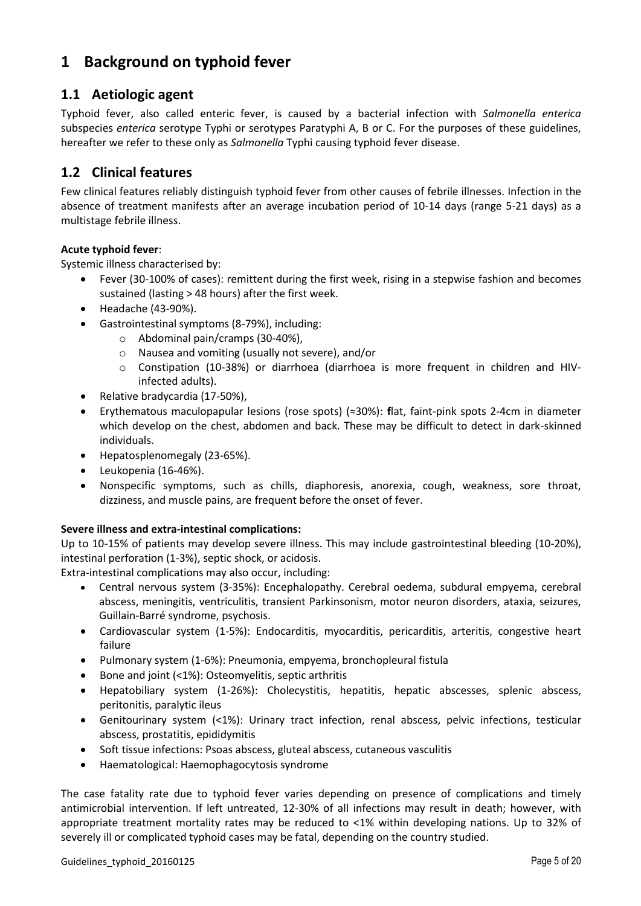# 1 Background on typhoid fever

## 1.1 Aetiologic agent

Typhoid fever, also called enteric fever, is caused by a bacterial infection with *Salmonella enterica* subspecies *enterica* serotype Typhi or serotypes Paratyphi A, B or C. For the purposes of these guidelines, hereafter we refer to these only as *Salmonella* Typhi causing typhoid fever disease.

## 1.2 Clinical features

Few clinical features reliably distinguish typhoid fever from other causes of febrile illnesses. Infection in the absence of treatment manifests after an average incubation period of 10-14 days (range 5-21 days) as a multistage febrile illness.

**Acute typhoid fever**:

Systemic illness characterised by:

- Fever (30-100% of cases): remittent during the first week, rising in a stepwise fashion and becomes sustained (lasting > 48 hours) after the first week.
- Headache (43-90%).
- Gastrointestinal symptoms (8-79%), including:
  - Abdominal pain/cramps (30-40%),
  - Nausea and vomiting (usually not severe), and/or
  - Constipation (10-38%) or diarrhoea (diarrhoea is more frequent in children and HIV-infected adults).
- Relative bradycardia (17-50%),
- Erythematous maculopapular lesions (rose spots) (≈30%): **f**lat, faint-pink spots 2-4cm in diameter which develop on the chest, abdomen and back. These may be difficult to detect in dark-skinned individuals.
- Hepatosplenomegaly (23-65%).
- Leukopenia (16-46%).
- Nonspecific symptoms, such as chills, diaphoresis, anorexia, cough, weakness, sore throat, dizziness, and muscle pains, are frequent before the onset of fever.

**Severe illness and extra-intestinal complications:**

Up to 10-15% of patients may develop severe illness. This may include gastrointestinal bleeding (10-20%), intestinal perforation (1-3%), septic shock, or acidosis.

Extra-intestinal complications may also occur, including:

- Central nervous system (3-35%): Encephalopathy. Cerebral oedema, subdural empyema, cerebral abscess, meningitis, ventriculitis, transient Parkinsonism, motor neuron disorders, ataxia, seizures, Guillain-Barré syndrome, psychosis.
- Cardiovascular system (1-5%): Endocarditis, myocarditis, pericarditis, arteritis, congestive heart failure
- Pulmonary system (1-6%): Pneumonia, empyema, bronchopleural fistula
- Bone and joint (<1%): Osteomyelitis, septic arthritis
- Hepatobiliary system (1-26%): Cholecystitis, hepatitis, hepatic abscesses, splenic abscess, peritonitis, paralytic ileus
- Genitourinary system (<1%): Urinary tract infection, renal abscess, pelvic infections, testicular abscess, prostatitis, epididymitis
- Soft tissue infections: Psoas abscess, gluteal abscess, cutaneous vasculitis
- Haematological: Haemophagocytosis syndrome

The case fatality rate due to typhoid fever varies depending on presence of complications and timely antimicrobial intervention. If left untreated, 12-30% of all infections may result in death; however, with appropriate treatment mortality rates may be reduced to <1% within developing nations. Up to 32% of severely ill or complicated typhoid cases may be fatal, depending on the country studied.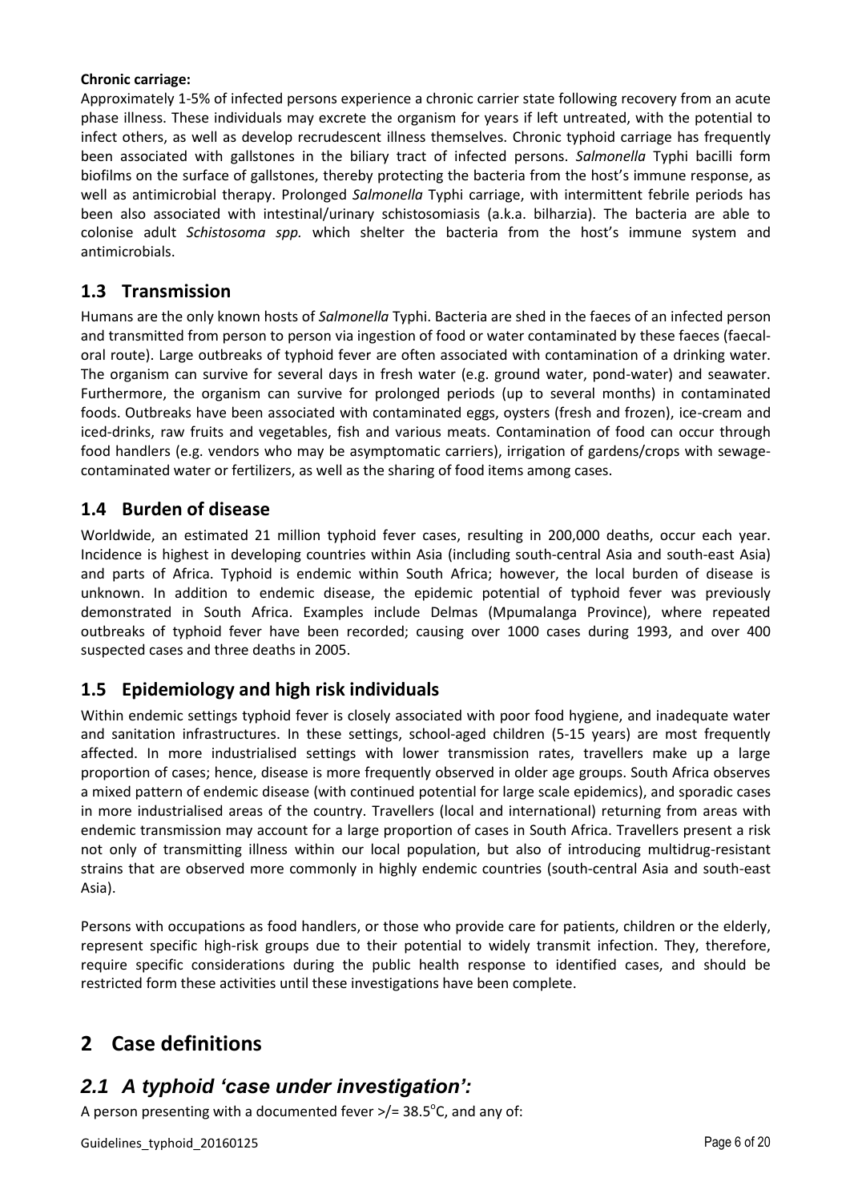**Chronic carriage:**

Approximately 1-5% of infected persons experience a chronic carrier state following recovery from an acute phase illness. These individuals may excrete the organism for years if left untreated, with the potential to infect others, as well as develop recrudescent illness themselves. Chronic typhoid carriage has frequently been associated with gallstones in the biliary tract of infected persons. *Salmonella* Typhi bacilli form biofilms on the surface of gallstones, thereby protecting the bacteria from the host's immune response, as well as antimicrobial therapy. Prolonged *Salmonella* Typhi carriage, with intermittent febrile periods has been also associated with intestinal/urinary schistosomiasis (a.k.a. bilharzia). The bacteria are able to colonise adult *Schistosoma spp.* which shelter the bacteria from the host's immune system and antimicrobials.

## 1.3 Transmission

Humans are the only known hosts of *Salmonella* Typhi. Bacteria are shed in the faeces of an infected person and transmitted from person to person via ingestion of food or water contaminated by these faeces (faecal-oral route). Large outbreaks of typhoid fever are often associated with contamination of a drinking water. The organism can survive for several days in fresh water (e.g. ground water, pond-water) and seawater. Furthermore, the organism can survive for prolonged periods (up to several months) in contaminated foods. Outbreaks have been associated with contaminated eggs, oysters (fresh and frozen), ice-cream and iced-drinks, raw fruits and vegetables, fish and various meats. Contamination of food can occur through food handlers (e.g. vendors who may be asymptomatic carriers), irrigation of gardens/crops with sewage-contaminated water or fertilizers, as well as the sharing of food items among cases.

## 1.4 Burden of disease

Worldwide, an estimated 21 million typhoid fever cases, resulting in 200,000 deaths, occur each year. Incidence is highest in developing countries within Asia (including south-central Asia and south-east Asia) and parts of Africa. Typhoid is endemic within South Africa; however, the local burden of disease is unknown. In addition to endemic disease, the epidemic potential of typhoid fever was previously demonstrated in South Africa. Examples include Delmas (Mpumalanga Province), where repeated outbreaks of typhoid fever have been recorded; causing over 1000 cases during 1993, and over 400 suspected cases and three deaths in 2005.

## 1.5 Epidemiology and high risk individuals

Within endemic settings typhoid fever is closely associated with poor food hygiene, and inadequate water and sanitation infrastructures. In these settings, school-aged children (5-15 years) are most frequently affected. In more industrialised settings with lower transmission rates, travellers make up a large proportion of cases; hence, disease is more frequently observed in older age groups. South Africa observes a mixed pattern of endemic disease (with continued potential for large scale epidemics), and sporadic cases in more industrialised areas of the country. Travellers (local and international) returning from areas with endemic transmission may account for a large proportion of cases in South Africa. Travellers present a risk not only of transmitting illness within our local population, but also of introducing multidrug-resistant strains that are observed more commonly in highly endemic countries (south-central Asia and south-east Asia).

Persons with occupations as food handlers, or those who provide care for patients, children or the elderly, represent specific high-risk groups due to their potential to widely transmit infection. They, therefore, require specific considerations during the public health response to identified cases, and should be restricted form these activities until these investigations have been complete.

# 2 Case definitions

## *2.1 A typhoid 'case under investigation':*

A person presenting with a documented fever >/= 38.5°C, and any of: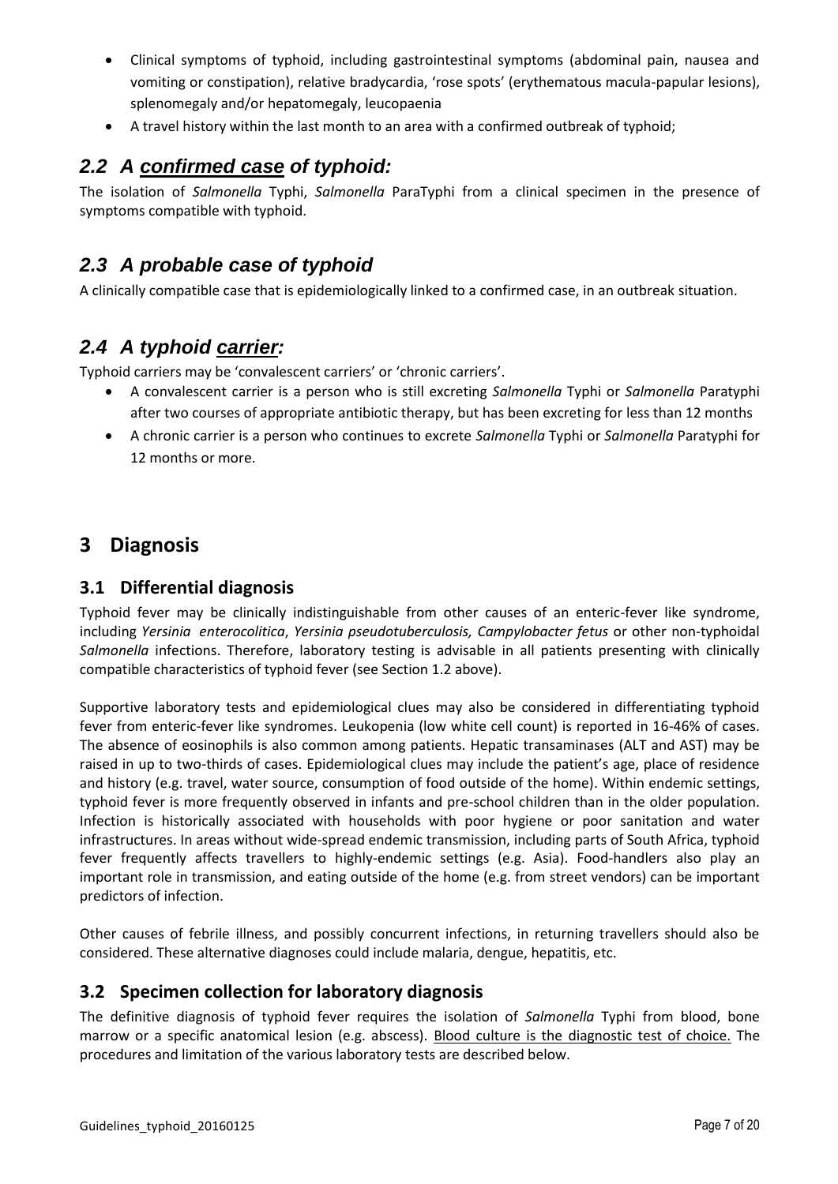- Clinical symptoms of typhoid, including gastrointestinal symptoms (abdominal pain, nausea and vomiting or constipation), relative bradycardia, 'rose spots' (erythematous macula-papular lesions), splenomegaly and/or hepatomegaly, leucopaenia
- A travel history within the last month to an area with a confirmed outbreak of typhoid;

## *2.2 A confirmed case of typhoid:*

The isolation of *Salmonella* Typhi, *Salmonella* ParaTyphi from a clinical specimen in the presence of symptoms compatible with typhoid.

## *2.3 A probable case of typhoid*

A clinically compatible case that is epidemiologically linked to a confirmed case, in an outbreak situation.

## *2.4 A typhoid carrier:*

Typhoid carriers may be 'convalescent carriers' or 'chronic carriers'.

- A convalescent carrier is a person who is still excreting *Salmonella* Typhi or *Salmonella* Paratyphi after two courses of appropriate antibiotic therapy, but has been excreting for less than 12 months
- A chronic carrier is a person who continues to excrete *Salmonella* Typhi or *Salmonella* Paratyphi for 12 months or more.

# 3 Diagnosis

## 3.1 Differential diagnosis

Typhoid fever may be clinically indistinguishable from other causes of an enteric-fever like syndrome, including *Yersinia enterocolitica*, *Yersinia pseudotuberculosis, Campylobacter fetus* or other non-typhoidal *Salmonella* infections. Therefore, laboratory testing is advisable in all patients presenting with clinically compatible characteristics of typhoid fever (see Section 1.2 above).

Supportive laboratory tests and epidemiological clues may also be considered in differentiating typhoid fever from enteric-fever like syndromes. Leukopenia (low white cell count) is reported in 16-46% of cases. The absence of eosinophils is also common among patients. Hepatic transaminases (ALT and AST) may be raised in up to two-thirds of cases. Epidemiological clues may include the patient's age, place of residence and history (e.g. travel, water source, consumption of food outside of the home). Within endemic settings, typhoid fever is more frequently observed in infants and pre-school children than in the older population. Infection is historically associated with households with poor hygiene or poor sanitation and water infrastructures. In areas without wide-spread endemic transmission, including parts of South Africa, typhoid fever frequently affects travellers to highly-endemic settings (e.g. Asia). Food-handlers also play an important role in transmission, and eating outside of the home (e.g. from street vendors) can be important predictors of infection.

Other causes of febrile illness, and possibly concurrent infections, in returning travellers should also be considered. These alternative diagnoses could include malaria, dengue, hepatitis, etc.

## 3.2 Specimen collection for laboratory diagnosis

The definitive diagnosis of typhoid fever requires the isolation of *Salmonella* Typhi from blood, bone marrow or a specific anatomical lesion (e.g. abscess). Blood culture is the diagnostic test of choice. The procedures and limitation of the various laboratory tests are described below.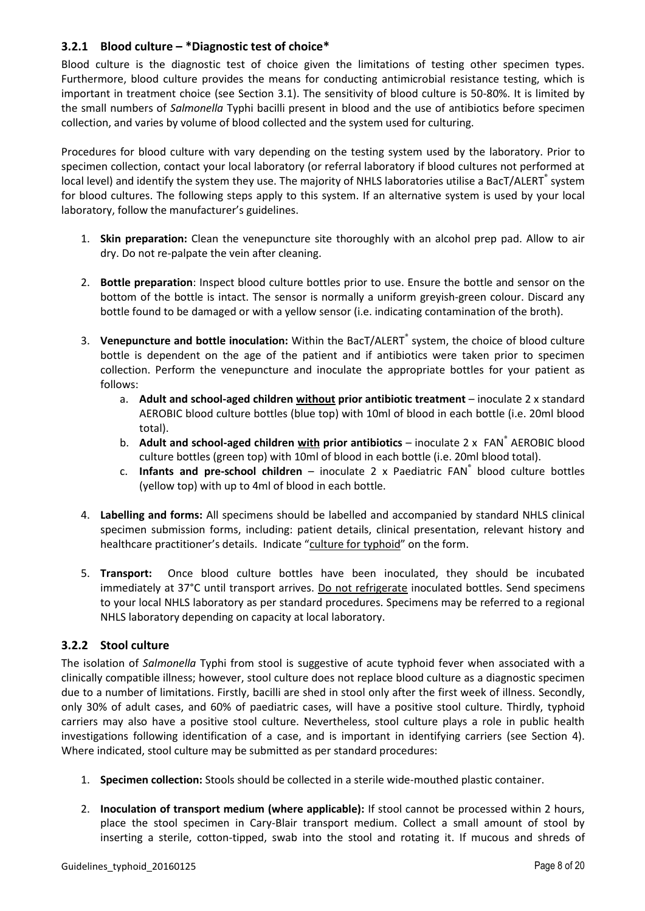### 3.2.1 Blood culture – *Diagnostic test of choice*

Blood culture is the diagnostic test of choice given the limitations of testing other specimen types. Furthermore, blood culture provides the means for conducting antimicrobial resistance testing, which is important in treatment choice (see Section 3.1). The sensitivity of blood culture is 50-80%. It is limited by the small numbers of *Salmonella* Typhi bacilli present in blood and the use of antibiotics before specimen collection, and varies by volume of blood collected and the system used for culturing.

Procedures for blood culture with vary depending on the testing system used by the laboratory. Prior to specimen collection, contact your local laboratory (or referral laboratory if blood cultures not performed at local level) and identify the system they use. The majority of NHLS laboratories utilise a BacT/ALERT® system for blood cultures. The following steps apply to this system. If an alternative system is used by your local laboratory, follow the manufacturer's guidelines.

1. **Skin preparation:** Clean the venepuncture site thoroughly with an alcohol prep pad. Allow to air dry. Do not re-palpate the vein after cleaning.

2. **Bottle preparation**: Inspect blood culture bottles prior to use. Ensure the bottle and sensor on the bottom of the bottle is intact. The sensor is normally a uniform greyish-green colour. Discard any bottle found to be damaged or with a yellow sensor (i.e. indicating contamination of the broth).

3. **Venepuncture and bottle inoculation:** Within the BacT/ALERT® system, the choice of blood culture bottle is dependent on the age of the patient and if antibiotics were taken prior to specimen collection. Perform the venepuncture and inoculate the appropriate bottles for your patient as follows:
   a. **Adult and school-aged children <u>without</u> prior antibiotic treatment** – inoculate 2 x standard AEROBIC blood culture bottles (blue top) with 10ml of blood in each bottle (i.e. 20ml blood total).
   b. **Adult and school-aged children <u>with</u> prior antibiotics** – inoculate 2 x FAN® AEROBIC blood culture bottles (green top) with 10ml of blood in each bottle (i.e. 20ml blood total).
   c. **Infants and pre-school children** – inoculate 2 x Paediatric FAN® blood culture bottles (yellow top) with up to 4ml of blood in each bottle.

4. **Labelling and forms:** All specimens should be labelled and accompanied by standard NHLS clinical specimen submission forms, including: patient details, clinical presentation, relevant history and healthcare practitioner's details. Indicate "<u>culture for typhoid</u>" on the form.

5. **Transport:** Once blood culture bottles have been inoculated, they should be incubated immediately at 37°C until transport arrives. <u>Do not refrigerate</u> inoculated bottles. Send specimens to your local NHLS laboratory as per standard procedures. Specimens may be referred to a regional NHLS laboratory depending on capacity at local laboratory.

### 3.2.2 Stool culture

The isolation of *Salmonella* Typhi from stool is suggestive of acute typhoid fever when associated with a clinically compatible illness; however, stool culture does not replace blood culture as a diagnostic specimen due to a number of limitations. Firstly, bacilli are shed in stool only after the first week of illness. Secondly, only 30% of adult cases, and 60% of paediatric cases, will have a positive stool culture. Thirdly, typhoid carriers may also have a positive stool culture. Nevertheless, stool culture plays a role in public health investigations following identification of a case, and is important in identifying carriers (see Section 4). Where indicated, stool culture may be submitted as per standard procedures:

1. **Specimen collection:** Stools should be collected in a sterile wide-mouthed plastic container.

2. **Inoculation of transport medium (where applicable):** If stool cannot be processed within 2 hours, place the stool specimen in Cary-Blair transport medium. Collect a small amount of stool by inserting a sterile, cotton-tipped, swab into the stool and rotating it. If mucous and shreds of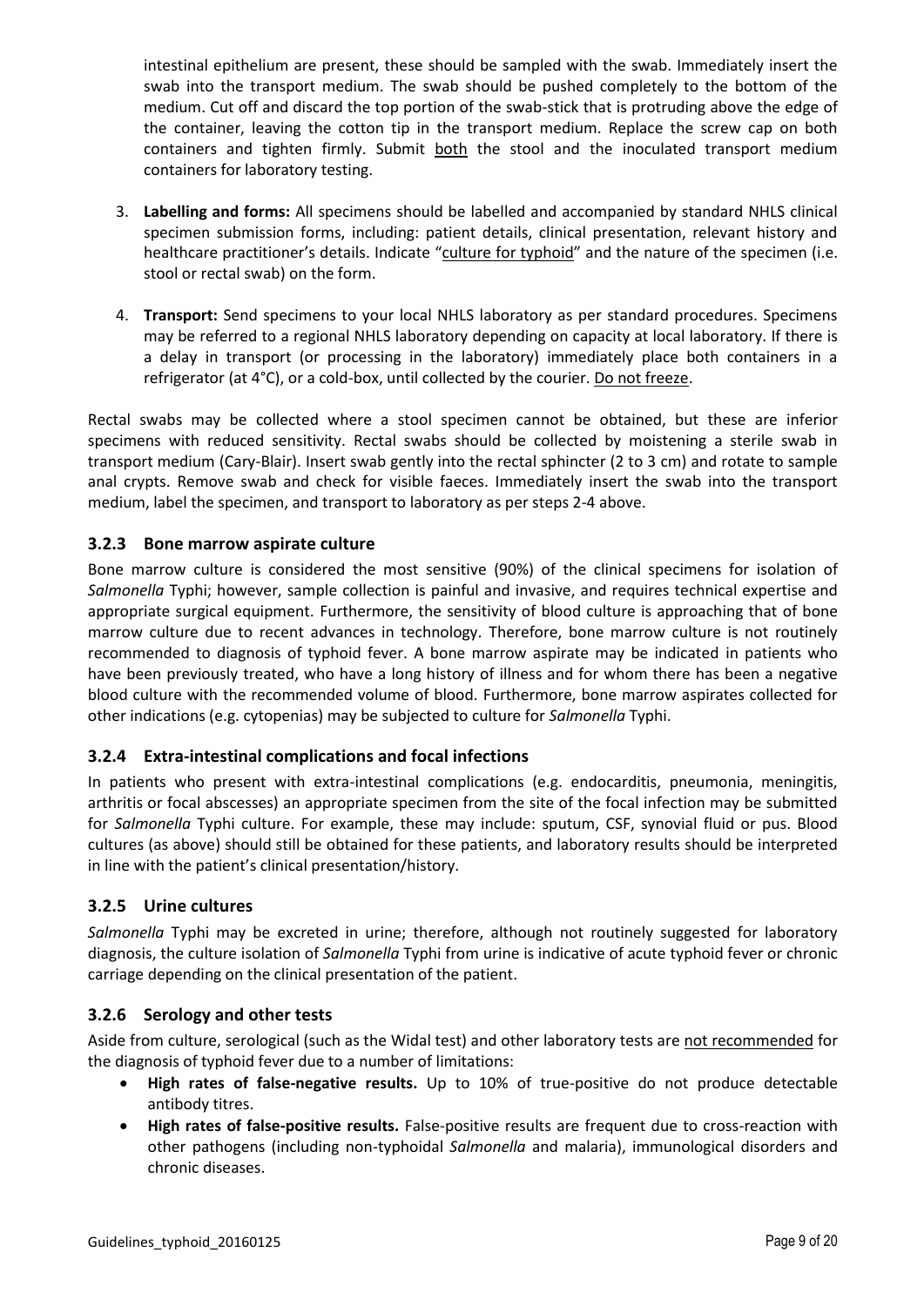intestinal epithelium are present, these should be sampled with the swab. Immediately insert the swab into the transport medium. The swab should be pushed completely to the bottom of the medium. Cut off and discard the top portion of the swab-stick that is protruding above the edge of the container, leaving the cotton tip in the transport medium. Replace the screw cap on both containers and tighten firmly. Submit both the stool and the inoculated transport medium containers for laboratory testing.

3. **Labelling and forms:** All specimens should be labelled and accompanied by standard NHLS clinical specimen submission forms, including: patient details, clinical presentation, relevant history and healthcare practitioner's details. Indicate "culture for typhoid" and the nature of the specimen (i.e. stool or rectal swab) on the form.

4. **Transport:** Send specimens to your local NHLS laboratory as per standard procedures. Specimens may be referred to a regional NHLS laboratory depending on capacity at local laboratory. If there is a delay in transport (or processing in the laboratory) immediately place both containers in a refrigerator (at 4°C), or a cold-box, until collected by the courier. Do not freeze.

Rectal swabs may be collected where a stool specimen cannot be obtained, but these are inferior specimens with reduced sensitivity. Rectal swabs should be collected by moistening a sterile swab in transport medium (Cary-Blair). Insert swab gently into the rectal sphincter (2 to 3 cm) and rotate to sample anal crypts. Remove swab and check for visible faeces. Immediately insert the swab into the transport medium, label the specimen, and transport to laboratory as per steps 2-4 above.

### 3.2.3 Bone marrow aspirate culture

Bone marrow culture is considered the most sensitive (90%) of the clinical specimens for isolation of *Salmonella* Typhi; however, sample collection is painful and invasive, and requires technical expertise and appropriate surgical equipment. Furthermore, the sensitivity of blood culture is approaching that of bone marrow culture due to recent advances in technology. Therefore, bone marrow culture is not routinely recommended to diagnosis of typhoid fever. A bone marrow aspirate may be indicated in patients who have been previously treated, who have a long history of illness and for whom there has been a negative blood culture with the recommended volume of blood. Furthermore, bone marrow aspirates collected for other indications (e.g. cytopenias) may be subjected to culture for *Salmonella* Typhi.

### 3.2.4 Extra-intestinal complications and focal infections

In patients who present with extra-intestinal complications (e.g. endocarditis, pneumonia, meningitis, arthritis or focal abscesses) an appropriate specimen from the site of the focal infection may be submitted for *Salmonella* Typhi culture. For example, these may include: sputum, CSF, synovial fluid or pus. Blood cultures (as above) should still be obtained for these patients, and laboratory results should be interpreted in line with the patient's clinical presentation/history.

### 3.2.5 Urine cultures

*Salmonella* Typhi may be excreted in urine; therefore, although not routinely suggested for laboratory diagnosis, the culture isolation of *Salmonella* Typhi from urine is indicative of acute typhoid fever or chronic carriage depending on the clinical presentation of the patient.

### 3.2.6 Serology and other tests

Aside from culture, serological (such as the Widal test) and other laboratory tests are not recommended for the diagnosis of typhoid fever due to a number of limitations:

- **High rates of false-negative results.** Up to 10% of true-positive do not produce detectable antibody titres.
- **High rates of false-positive results.** False-positive results are frequent due to cross-reaction with other pathogens (including non-typhoidal *Salmonella* and malaria), immunological disorders and chronic diseases.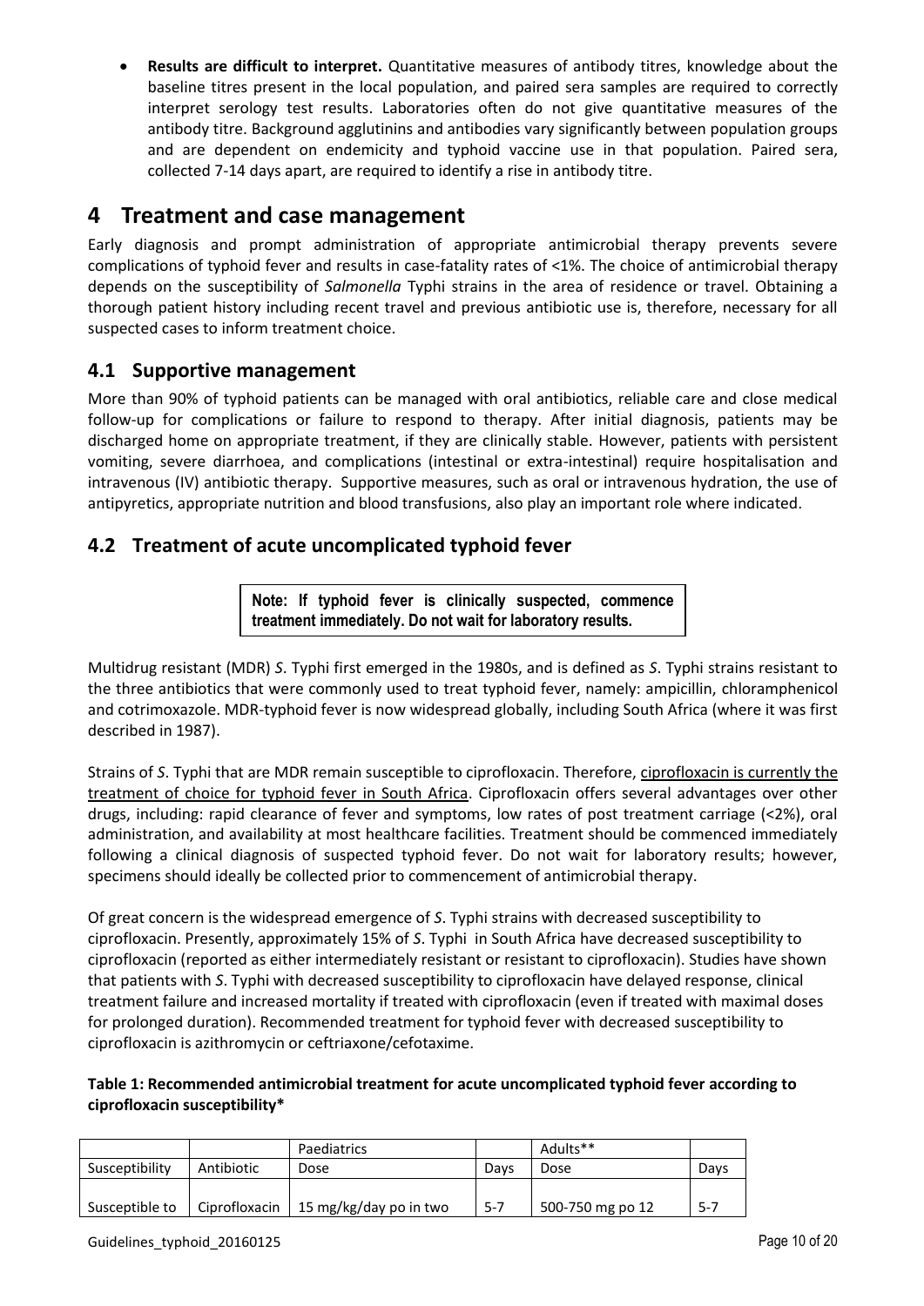- **Results are difficult to interpret.** Quantitative measures of antibody titres, knowledge about the baseline titres present in the local population, and paired sera samples are required to correctly interpret serology test results. Laboratories often do not give quantitative measures of the antibody titre. Background agglutinins and antibodies vary significantly between population groups and are dependent on endemicity and typhoid vaccine use in that population. Paired sera, collected 7-14 days apart, are required to identify a rise in antibody titre.

# 4 Treatment and case management

Early diagnosis and prompt administration of appropriate antimicrobial therapy prevents severe complications of typhoid fever and results in case-fatality rates of <1%. The choice of antimicrobial therapy depends on the susceptibility of *Salmonella* Typhi strains in the area of residence or travel. Obtaining a thorough patient history including recent travel and previous antibiotic use is, therefore, necessary for all suspected cases to inform treatment choice.

## 4.1 Supportive management

More than 90% of typhoid patients can be managed with oral antibiotics, reliable care and close medical follow-up for complications or failure to respond to therapy. After initial diagnosis, patients may be discharged home on appropriate treatment, if they are clinically stable. However, patients with persistent vomiting, severe diarrhoea, and complications (intestinal or extra-intestinal) require hospitalisation and intravenous (IV) antibiotic therapy. Supportive measures, such as oral or intravenous hydration, the use of antipyretics, appropriate nutrition and blood transfusions, also play an important role where indicated.

## 4.2 Treatment of acute uncomplicated typhoid fever

**Note: If typhoid fever is clinically suspected, commence treatment immediately. Do not wait for laboratory results.**

Multidrug resistant (MDR) *S*. Typhi first emerged in the 1980s, and is defined as *S*. Typhi strains resistant to the three antibiotics that were commonly used to treat typhoid fever, namely: ampicillin, chloramphenicol and cotrimoxazole. MDR-typhoid fever is now widespread globally, including South Africa (where it was first described in 1987).

Strains of *S*. Typhi that are MDR remain susceptible to ciprofloxacin. Therefore, ciprofloxacin is currently the treatment of choice for typhoid fever in South Africa. Ciprofloxacin offers several advantages over other drugs, including: rapid clearance of fever and symptoms, low rates of post treatment carriage (<2%), oral administration, and availability at most healthcare facilities. Treatment should be commenced immediately following a clinical diagnosis of suspected typhoid fever. Do not wait for laboratory results; however, specimens should ideally be collected prior to commencement of antimicrobial therapy.

Of great concern is the widespread emergence of *S*. Typhi strains with decreased susceptibility to ciprofloxacin. Presently, approximately 15% of *S*. Typhi in South Africa have decreased susceptibility to ciprofloxacin (reported as either intermediately resistant or resistant to ciprofloxacin). Studies have shown that patients with *S*. Typhi with decreased susceptibility to ciprofloxacin have delayed response, clinical treatment failure and increased mortality if treated with ciprofloxacin (even if treated with maximal doses for prolonged duration). Recommended treatment for typhoid fever with decreased susceptibility to ciprofloxacin is azithromycin or ceftriaxone/cefotaxime.

**Table 1: Recommended antimicrobial treatment for acute uncomplicated typhoid fever according to ciprofloxacin susceptibility***

| | | Paediatrics | | Adults** | |
|---|---|---|---|---|---|
| Susceptibility | Antibiotic | Dose | Days | Dose | Days |
| Susceptible to | Ciprofloxacin | 15 mg/kg/day po in two | 5-7 | 500-750 mg po 12 | 5-7 |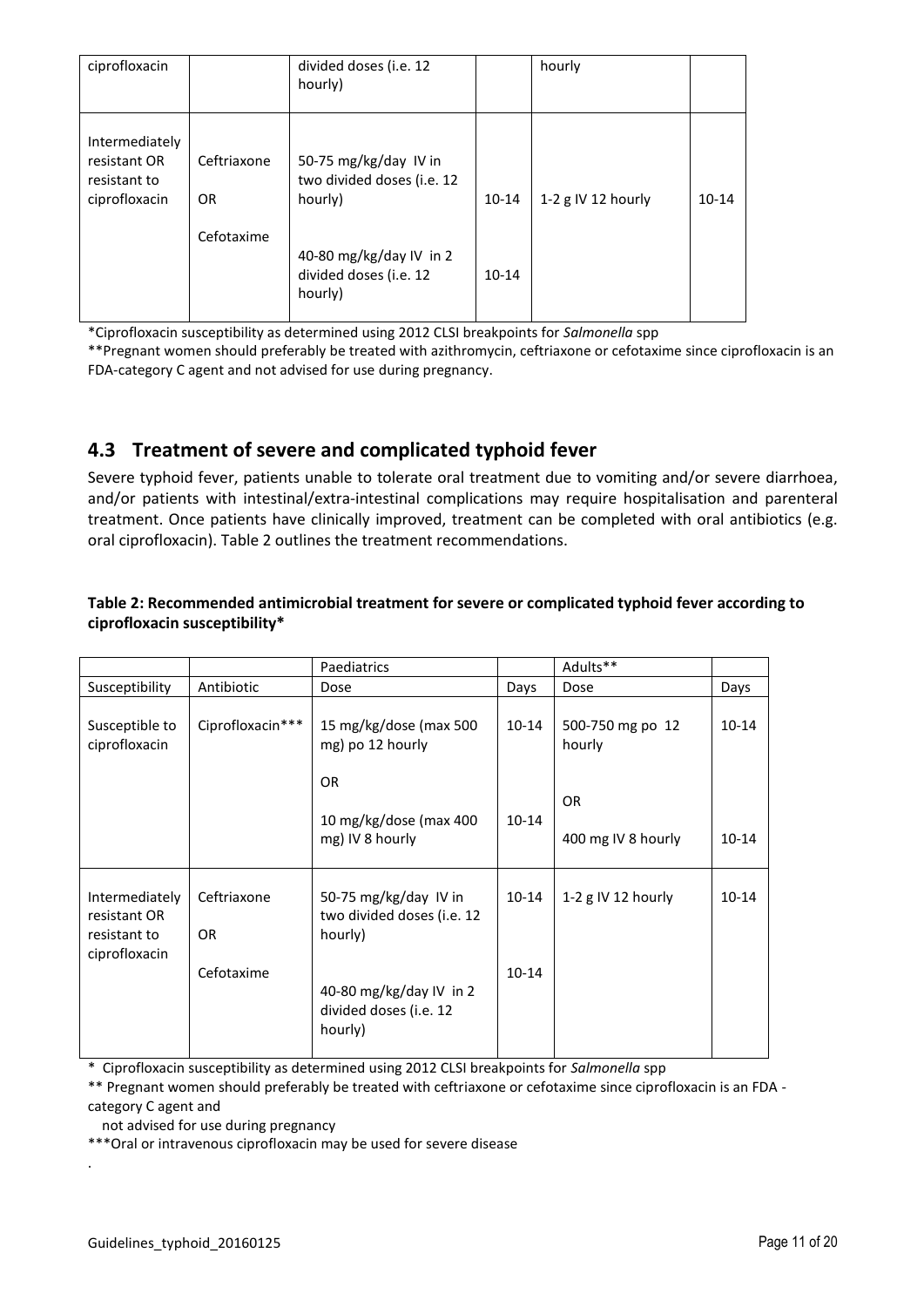| ciprofloxacin | | divided doses (i.e. 12 hourly) | | hourly | |
|---|---|---|---|---|---|
| Intermediately resistant OR resistant to ciprofloxacin | Ceftriaxone OR Cefotaxime | 50-75 mg/kg/day IV in two divided doses (i.e. 12 hourly) 40-80 mg/kg/day IV in 2 divided doses (i.e. 12 hourly) | 10-14 10-14 | 1-2 g IV 12 hourly | 10-14 |

*Ciprofloxacin susceptibility as determined using 2012 CLSI breakpoints for *Salmonella* spp

**Pregnant women should preferably be treated with azithromycin, ceftriaxone or cefotaxime since ciprofloxacin is an FDA-category C agent and not advised for use during pregnancy.

## 4.3 Treatment of severe and complicated typhoid fever

Severe typhoid fever, patients unable to tolerate oral treatment due to vomiting and/or severe diarrhoea, and/or patients with intestinal/extra-intestinal complications may require hospitalisation and parenteral treatment. Once patients have clinically improved, treatment can be completed with oral antibiotics (e.g. oral ciprofloxacin). Table 2 outlines the treatment recommendations.

**Table 2: Recommended antimicrobial treatment for severe or complicated typhoid fever according to ciprofloxacin susceptibility***

| | | Paediatrics | | Adults** | |
|---|---|---|---|---|---|
| Susceptibility | Antibiotic | Dose | Days | Dose | Days |
| Susceptible to ciprofloxacin | Ciprofloxacin*** | 15 mg/kg/dose (max 500 mg) po 12 hourly OR 10 mg/kg/dose (max 400 mg) IV 8 hourly | 10-14 10-14 | 500-750 mg po 12 hourly OR 400 mg IV 8 hourly | 10-14 10-14 |
| Intermediately resistant OR resistant to ciprofloxacin | Ceftriaxone OR Cefotaxime | 50-75 mg/kg/day IV in two divided doses (i.e. 12 hourly) 40-80 mg/kg/day IV in 2 divided doses (i.e. 12 hourly) | 10-14 10-14 | 1-2 g IV 12 hourly | 10-14 |

\* Ciprofloxacin susceptibility as determined using 2012 CLSI breakpoints for *Salmonella* spp

** Pregnant women should preferably be treated with ceftriaxone or cefotaxime since ciprofloxacin is an FDA - category C agent and not advised for use during pregnancy

***Oral or intravenous ciprofloxacin may be used for severe disease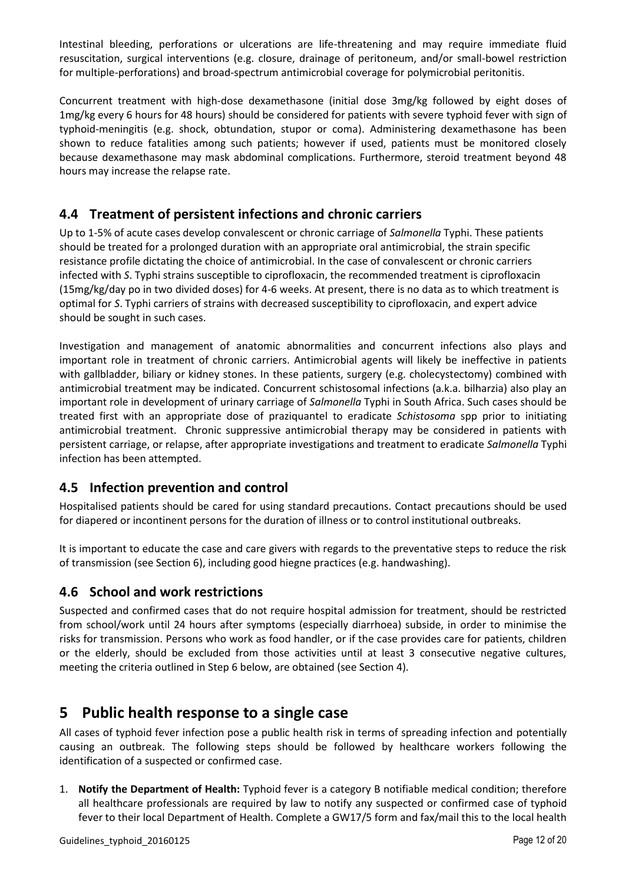Intestinal bleeding, perforations or ulcerations are life-threatening and may require immediate fluid resuscitation, surgical interventions (e.g. closure, drainage of peritoneum, and/or small-bowel restriction for multiple-perforations) and broad-spectrum antimicrobial coverage for polymicrobial peritonitis.

Concurrent treatment with high-dose dexamethasone (initial dose 3mg/kg followed by eight doses of 1mg/kg every 6 hours for 48 hours) should be considered for patients with severe typhoid fever with sign of typhoid-meningitis (e.g. shock, obtundation, stupor or coma). Administering dexamethasone has been shown to reduce fatalities among such patients; however if used, patients must be monitored closely because dexamethasone may mask abdominal complications. Furthermore, steroid treatment beyond 48 hours may increase the relapse rate.

## 4.4 Treatment of persistent infections and chronic carriers

Up to 1-5% of acute cases develop convalescent or chronic carriage of *Salmonella* Typhi. These patients should be treated for a prolonged duration with an appropriate oral antimicrobial, the strain specific resistance profile dictating the choice of antimicrobial. In the case of convalescent or chronic carriers infected with *S*. Typhi strains susceptible to ciprofloxacin, the recommended treatment is ciprofloxacin (15mg/kg/day po in two divided doses) for 4-6 weeks. At present, there is no data as to which treatment is optimal for *S*. Typhi carriers of strains with decreased susceptibility to ciprofloxacin, and expert advice should be sought in such cases.

Investigation and management of anatomic abnormalities and concurrent infections also plays and important role in treatment of chronic carriers. Antimicrobial agents will likely be ineffective in patients with gallbladder, biliary or kidney stones. In these patients, surgery (e.g. cholecystectomy) combined with antimicrobial treatment may be indicated. Concurrent schistosomal infections (a.k.a. bilharzia) also play an important role in development of urinary carriage of *Salmonella* Typhi in South Africa. Such cases should be treated first with an appropriate dose of praziquantel to eradicate *Schistosoma* spp prior to initiating antimicrobial treatment. Chronic suppressive antimicrobial therapy may be considered in patients with persistent carriage, or relapse, after appropriate investigations and treatment to eradicate *Salmonella* Typhi infection has been attempted.

## 4.5 Infection prevention and control

Hospitalised patients should be cared for using standard precautions. Contact precautions should be used for diapered or incontinent persons for the duration of illness or to control institutional outbreaks.

It is important to educate the case and care givers with regards to the preventative steps to reduce the risk of transmission (see Section 6), including good hiegne practices (e.g. handwashing).

## 4.6 School and work restrictions

Suspected and confirmed cases that do not require hospital admission for treatment, should be restricted from school/work until 24 hours after symptoms (especially diarrhoea) subside, in order to minimise the risks for transmission. Persons who work as food handler, or if the case provides care for patients, children or the elderly, should be excluded from those activities until at least 3 consecutive negative cultures, meeting the criteria outlined in Step 6 below, are obtained (see Section 4).

# 5 Public health response to a single case

All cases of typhoid fever infection pose a public health risk in terms of spreading infection and potentially causing an outbreak. The following steps should be followed by healthcare workers following the identification of a suspected or confirmed case.

1. **Notify the Department of Health:** Typhoid fever is a category B notifiable medical condition; therefore all healthcare professionals are required by law to notify any suspected or confirmed case of typhoid fever to their local Department of Health. Complete a GW17/5 form and fax/mail this to the local health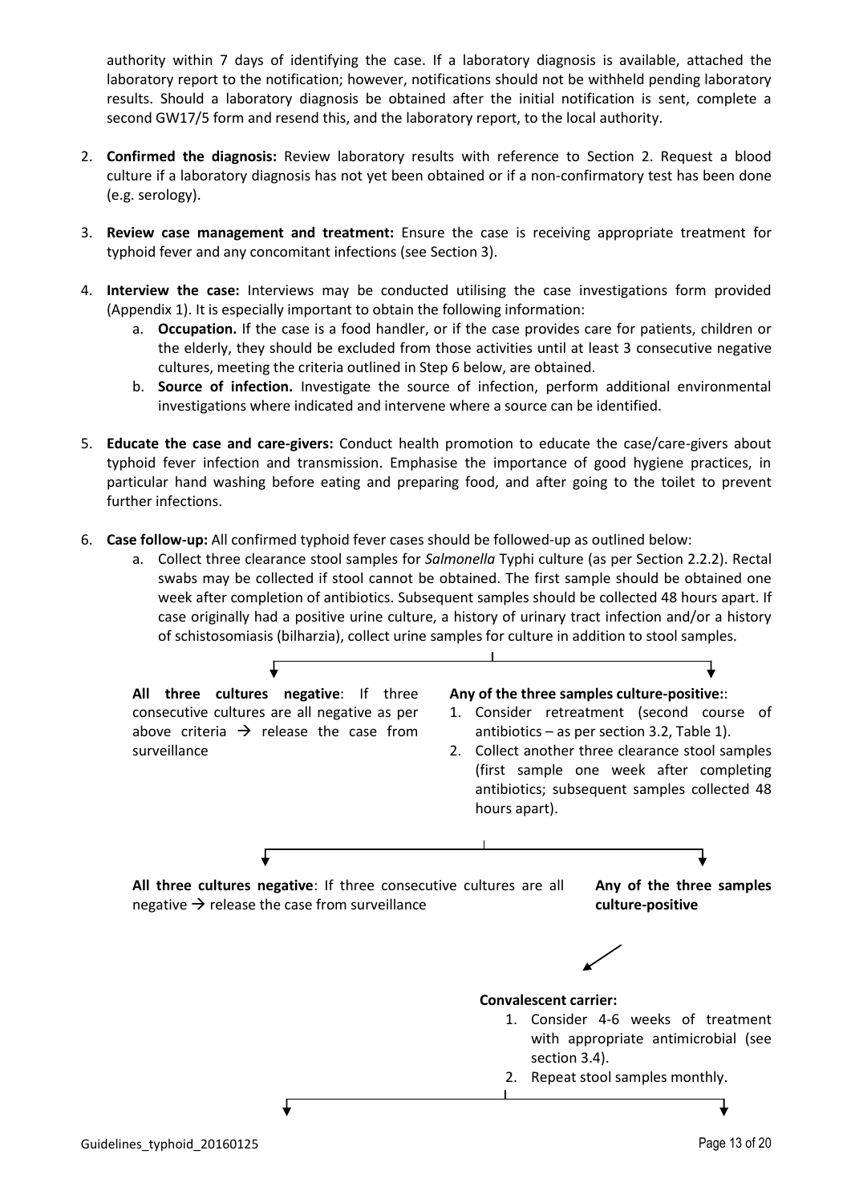authority within 7 days of identifying the case. If a laboratory diagnosis is available, attached the laboratory report to the notification; however, notifications should not be withheld pending laboratory results. Should a laboratory diagnosis be obtained after the initial notification is sent, complete a second GW17/5 form and resend this, and the laboratory report, to the local authority.

2. **Confirmed the diagnosis:** Review laboratory results with reference to Section 2. Request a blood culture if a laboratory diagnosis has not yet been obtained or if a non-confirmatory test has been done (e.g. serology).

3. **Review case management and treatment:** Ensure the case is receiving appropriate treatment for typhoid fever and any concomitant infections (see Section 3).

4. **Interview the case:** Interviews may be conducted utilising the case investigations form provided (Appendix 1). It is especially important to obtain the following information:
   a. **Occupation.** If the case is a food handler, or if the case provides care for patients, children or the elderly, they should be excluded from those activities until at least 3 consecutive negative cultures, meeting the criteria outlined in Step 6 below, are obtained.
   b. **Source of infection.** Investigate the source of infection, perform additional environmental investigations where indicated and intervene where a source can be identified.

5. **Educate the case and care-givers:** Conduct health promotion to educate the case/care-givers about typhoid fever infection and transmission. Emphasise the importance of good hygiene practices, in particular hand washing before eating and preparing food, and after going to the toilet to prevent further infections.

6. **Case follow-up:** All confirmed typhoid fever cases should be followed-up as outlined below:
   a. Collect three clearance stool samples for *Salmonella* Typhi culture (as per Section 2.2.2). Rectal swabs may be collected if stool cannot be obtained. The first sample should be obtained one week after completion of antibiotics. Subsequent samples should be collected 48 hours apart. If case originally had a positive urine culture, a history of urinary tract infection and/or a history of schistosomiasis (bilharzia), collect urine samples for culture in addition to stool samples.

**All three cultures negative**: If three consecutive cultures are all negative as per above criteria → release the case from surveillance

**Any of the three samples culture-positive:**:
1. Consider retreatment (second course of antibiotics – as per section 3.2, Table 1).
2. Collect another three clearance stool samples (first sample one week after completing antibiotics; subsequent samples collected 48 hours apart).

**All three cultures negative**: If three consecutive cultures are all negative → release the case from surveillance

**Any of the three samples culture-positive**

**Convalescent carrier:**
1. Consider 4-6 weeks of treatment with appropriate antimicrobial (see section 3.4).
2. Repeat stool samples monthly.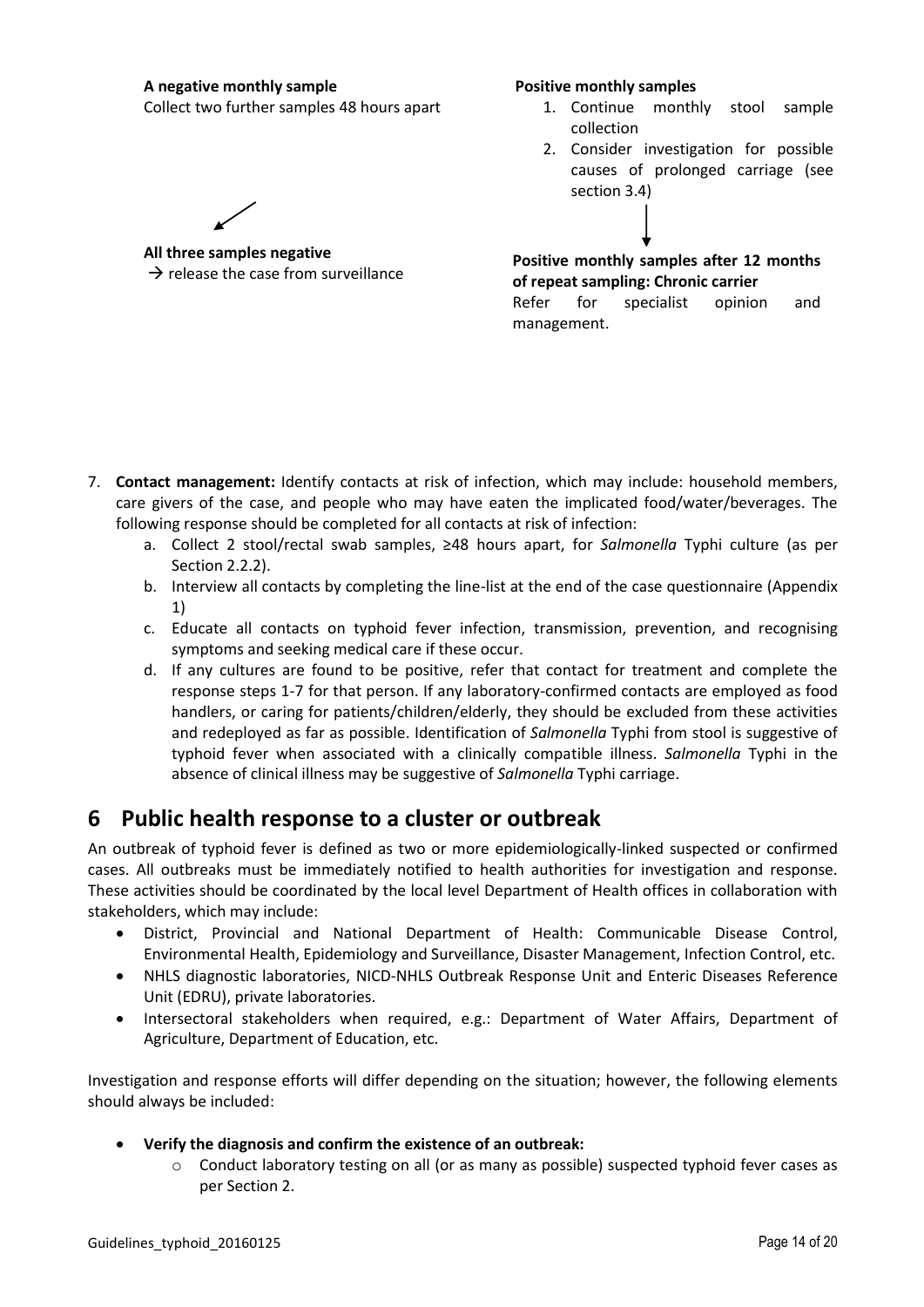**A negative monthly sample**

Collect two further samples 48 hours apart

↓

**All three samples negative**

→ release the case from surveillance

**Positive monthly samples**

1. Continue monthly stool sample collection
2. Consider investigation for possible causes of prolonged carriage (see section 3.4)

↓

**Positive monthly samples after 12 months of repeat sampling: Chronic carrier**

Refer for specialist opinion and management.

7. **Contact management:** Identify contacts at risk of infection, which may include: household members, care givers of the case, and people who may have eaten the implicated food/water/beverages. The following response should be completed for all contacts at risk of infection:
   a. Collect 2 stool/rectal swab samples, ≥48 hours apart, for *Salmonella* Typhi culture (as per Section 2.2.2).
   b. Interview all contacts by completing the line-list at the end of the case questionnaire (Appendix 1)
   c. Educate all contacts on typhoid fever infection, transmission, prevention, and recognising symptoms and seeking medical care if these occur.
   d. If any cultures are found to be positive, refer that contact for treatment and complete the response steps 1-7 for that person. If any laboratory-confirmed contacts are employed as food handlers, or caring for patients/children/elderly, they should be excluded from these activities and redeployed as far as possible. Identification of *Salmonella* Typhi from stool is suggestive of typhoid fever when associated with a clinically compatible illness. *Salmonella* Typhi in the absence of clinical illness may be suggestive of *Salmonella* Typhi carriage.

# 6 Public health response to a cluster or outbreak

An outbreak of typhoid fever is defined as two or more epidemiologically-linked suspected or confirmed cases. All outbreaks must be immediately notified to health authorities for investigation and response. These activities should be coordinated by the local level Department of Health offices in collaboration with stakeholders, which may include:

- District, Provincial and National Department of Health: Communicable Disease Control, Environmental Health, Epidemiology and Surveillance, Disaster Management, Infection Control, etc.
- NHLS diagnostic laboratories, NICD-NHLS Outbreak Response Unit and Enteric Diseases Reference Unit (EDRU), private laboratories.
- Intersectoral stakeholders when required, e.g.: Department of Water Affairs, Department of Agriculture, Department of Education, etc.

Investigation and response efforts will differ depending on the situation; however, the following elements should always be included:

- **Verify the diagnosis and confirm the existence of an outbreak:**
  - Conduct laboratory testing on all (or as many as possible) suspected typhoid fever cases as per Section 2.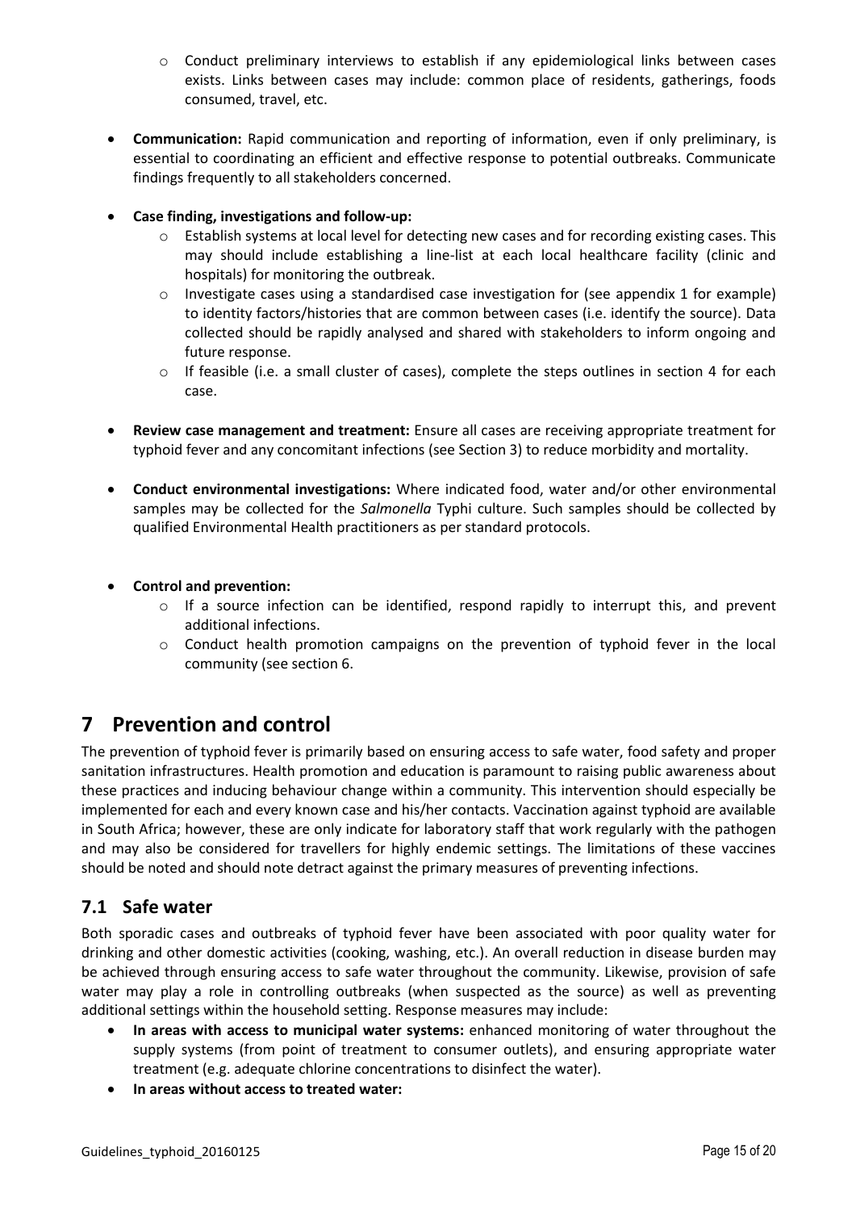- Conduct preliminary interviews to establish if any epidemiological links between cases exists. Links between cases may include: common place of residents, gatherings, foods consumed, travel, etc.

- **Communication:** Rapid communication and reporting of information, even if only preliminary, is essential to coordinating an efficient and effective response to potential outbreaks. Communicate findings frequently to all stakeholders concerned.

- **Case finding, investigations and follow-up:**
    - Establish systems at local level for detecting new cases and for recording existing cases. This may should include establishing a line-list at each local healthcare facility (clinic and hospitals) for monitoring the outbreak.
    - Investigate cases using a standardised case investigation for (see appendix 1 for example) to identity factors/histories that are common between cases (i.e. identify the source). Data collected should be rapidly analysed and shared with stakeholders to inform ongoing and future response.
    - If feasible (i.e. a small cluster of cases), complete the steps outlines in section 4 for each case.

- **Review case management and treatment:** Ensure all cases are receiving appropriate treatment for typhoid fever and any concomitant infections (see Section 3) to reduce morbidity and mortality.

- **Conduct environmental investigations:** Where indicated food, water and/or other environmental samples may be collected for the *Salmonella* Typhi culture. Such samples should be collected by qualified Environmental Health practitioners as per standard protocols.

- **Control and prevention:**
    - If a source infection can be identified, respond rapidly to interrupt this, and prevent additional infections.
    - Conduct health promotion campaigns on the prevention of typhoid fever in the local community (see section 6.

# 7 Prevention and control

The prevention of typhoid fever is primarily based on ensuring access to safe water, food safety and proper sanitation infrastructures. Health promotion and education is paramount to raising public awareness about these practices and inducing behaviour change within a community. This intervention should especially be implemented for each and every known case and his/her contacts. Vaccination against typhoid are available in South Africa; however, these are only indicate for laboratory staff that work regularly with the pathogen and may also be considered for travellers for highly endemic settings. The limitations of these vaccines should be noted and should note detract against the primary measures of preventing infections.

## 7.1 Safe water

Both sporadic cases and outbreaks of typhoid fever have been associated with poor quality water for drinking and other domestic activities (cooking, washing, etc.). An overall reduction in disease burden may be achieved through ensuring access to safe water throughout the community. Likewise, provision of safe water may play a role in controlling outbreaks (when suspected as the source) as well as preventing additional settings within the household setting. Response measures may include:

- **In areas with access to municipal water systems:** enhanced monitoring of water throughout the supply systems (from point of treatment to consumer outlets), and ensuring appropriate water treatment (e.g. adequate chlorine concentrations to disinfect the water).
- **In areas without access to treated water:**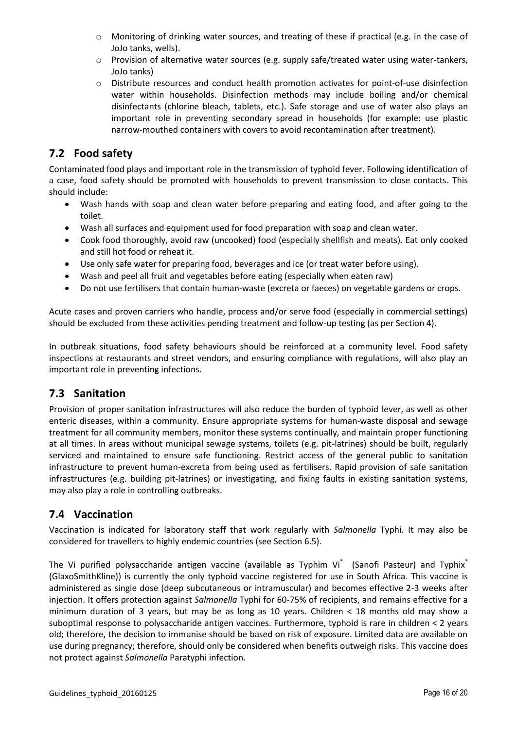- Monitoring of drinking water sources, and treating of these if practical (e.g. in the case of JoJo tanks, wells).
- Provision of alternative water sources (e.g. supply safe/treated water using water-tankers, JoJo tanks)
- Distribute resources and conduct health promotion activates for point-of-use disinfection water within households. Disinfection methods may include boiling and/or chemical disinfectants (chlorine bleach, tablets, etc.). Safe storage and use of water also plays an important role in preventing secondary spread in households (for example: use plastic narrow-mouthed containers with covers to avoid recontamination after treatment).

## 7.2 Food safety

Contaminated food plays and important role in the transmission of typhoid fever. Following identification of a case, food safety should be promoted with households to prevent transmission to close contacts. This should include:

- Wash hands with soap and clean water before preparing and eating food, and after going to the toilet.
- Wash all surfaces and equipment used for food preparation with soap and clean water.
- Cook food thoroughly, avoid raw (uncooked) food (especially shellfish and meats). Eat only cooked and still hot food or reheat it.
- Use only safe water for preparing food, beverages and ice (or treat water before using).
- Wash and peel all fruit and vegetables before eating (especially when eaten raw)
- Do not use fertilisers that contain human-waste (excreta or faeces) on vegetable gardens or crops.

Acute cases and proven carriers who handle, process and/or serve food (especially in commercial settings) should be excluded from these activities pending treatment and follow-up testing (as per Section 4).

In outbreak situations, food safety behaviours should be reinforced at a community level. Food safety inspections at restaurants and street vendors, and ensuring compliance with regulations, will also play an important role in preventing infections.

## 7.3 Sanitation

Provision of proper sanitation infrastructures will also reduce the burden of typhoid fever, as well as other enteric diseases, within a community. Ensure appropriate systems for human-waste disposal and sewage treatment for all community members, monitor these systems continually, and maintain proper functioning at all times. In areas without municipal sewage systems, toilets (e.g. pit-latrines) should be built, regularly serviced and maintained to ensure safe functioning. Restrict access of the general public to sanitation infrastructure to prevent human-excreta from being used as fertilisers. Rapid provision of safe sanitation infrastructures (e.g. building pit-latrines) or investigating, and fixing faults in existing sanitation systems, may also play a role in controlling outbreaks.

## 7.4 Vaccination

Vaccination is indicated for laboratory staff that work regularly with *Salmonella* Typhi. It may also be considered for travellers to highly endemic countries (see Section 6.5).

The Vi purified polysaccharide antigen vaccine (available as Typhim Vi® (Sanofi Pasteur) and Typhix® (GlaxoSmithKline)) is currently the only typhoid vaccine registered for use in South Africa. This vaccine is administered as single dose (deep subcutaneous or intramuscular) and becomes effective 2-3 weeks after injection. It offers protection against *Salmonella* Typhi for 60-75% of recipients, and remains effective for a minimum duration of 3 years, but may be as long as 10 years. Children < 18 months old may show a suboptimal response to polysaccharide antigen vaccines. Furthermore, typhoid is rare in children < 2 years old; therefore, the decision to immunise should be based on risk of exposure. Limited data are available on use during pregnancy; therefore, should only be considered when benefits outweigh risks. This vaccine does not protect against *Salmonella* Paratyphi infection.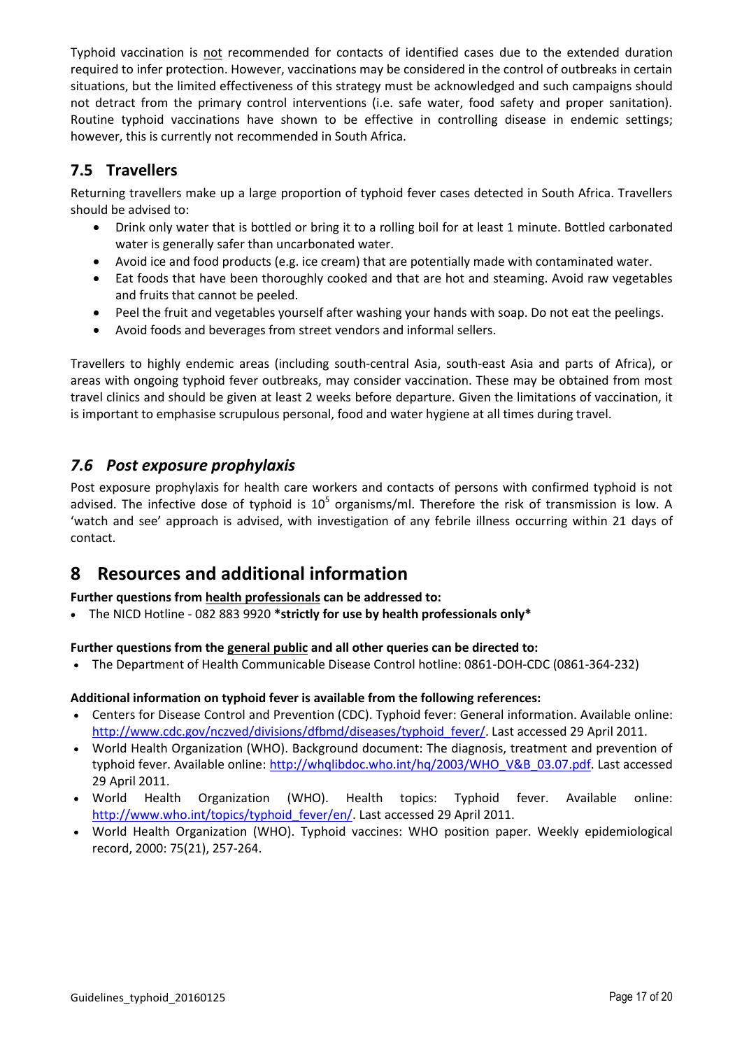Typhoid vaccination is not recommended for contacts of identified cases due to the extended duration required to infer protection. However, vaccinations may be considered in the control of outbreaks in certain situations, but the limited effectiveness of this strategy must be acknowledged and such campaigns should not detract from the primary control interventions (i.e. safe water, food safety and proper sanitation). Routine typhoid vaccinations have shown to be effective in controlling disease in endemic settings; however, this is currently not recommended in South Africa.

## 7.5 Travellers

Returning travellers make up a large proportion of typhoid fever cases detected in South Africa. Travellers should be advised to:

- Drink only water that is bottled or bring it to a rolling boil for at least 1 minute. Bottled carbonated water is generally safer than uncarbonated water.
- Avoid ice and food products (e.g. ice cream) that are potentially made with contaminated water.
- Eat foods that have been thoroughly cooked and that are hot and steaming. Avoid raw vegetables and fruits that cannot be peeled.
- Peel the fruit and vegetables yourself after washing your hands with soap. Do not eat the peelings.
- Avoid foods and beverages from street vendors and informal sellers.

Travellers to highly endemic areas (including south-central Asia, south-east Asia and parts of Africa), or areas with ongoing typhoid fever outbreaks, may consider vaccination. These may be obtained from most travel clinics and should be given at least 2 weeks before departure. Given the limitations of vaccination, it is important to emphasise scrupulous personal, food and water hygiene at all times during travel.

## *7.6 Post exposure prophylaxis*

Post exposure prophylaxis for health care workers and contacts of persons with confirmed typhoid is not advised. The infective dose of typhoid is $10^5$ organisms/ml. Therefore the risk of transmission is low. A 'watch and see' approach is advised, with investigation of any febrile illness occurring within 21 days of contact.

# 8 Resources and additional information

**Further questions from health professionals can be addressed to:**

- The NICD Hotline - 082 883 9920 ***strictly for use by health professionals only***

**Further questions from the general public and all other queries can be directed to:**

- The Department of Health Communicable Disease Control hotline: 0861-DOH-CDC (0861-364-232)

**Additional information on typhoid fever is available from the following references:**

- Centers for Disease Control and Prevention (CDC). Typhoid fever: General information. Available online: http://www.cdc.gov/nczved/divisions/dfbmd/diseases/typhoid_fever/. Last accessed 29 April 2011.
- World Health Organization (WHO). Background document: The diagnosis, treatment and prevention of typhoid fever. Available online: http://whqlibdoc.who.int/hq/2003/WHO_V&B_03.07.pdf. Last accessed 29 April 2011.
- World Health Organization (WHO). Health topics: Typhoid fever. Available online: http://www.who.int/topics/typhoid_fever/en/. Last accessed 29 April 2011.
- World Health Organization (WHO). Typhoid vaccines: WHO position paper. Weekly epidemiological record, 2000: 75(21), 257-264.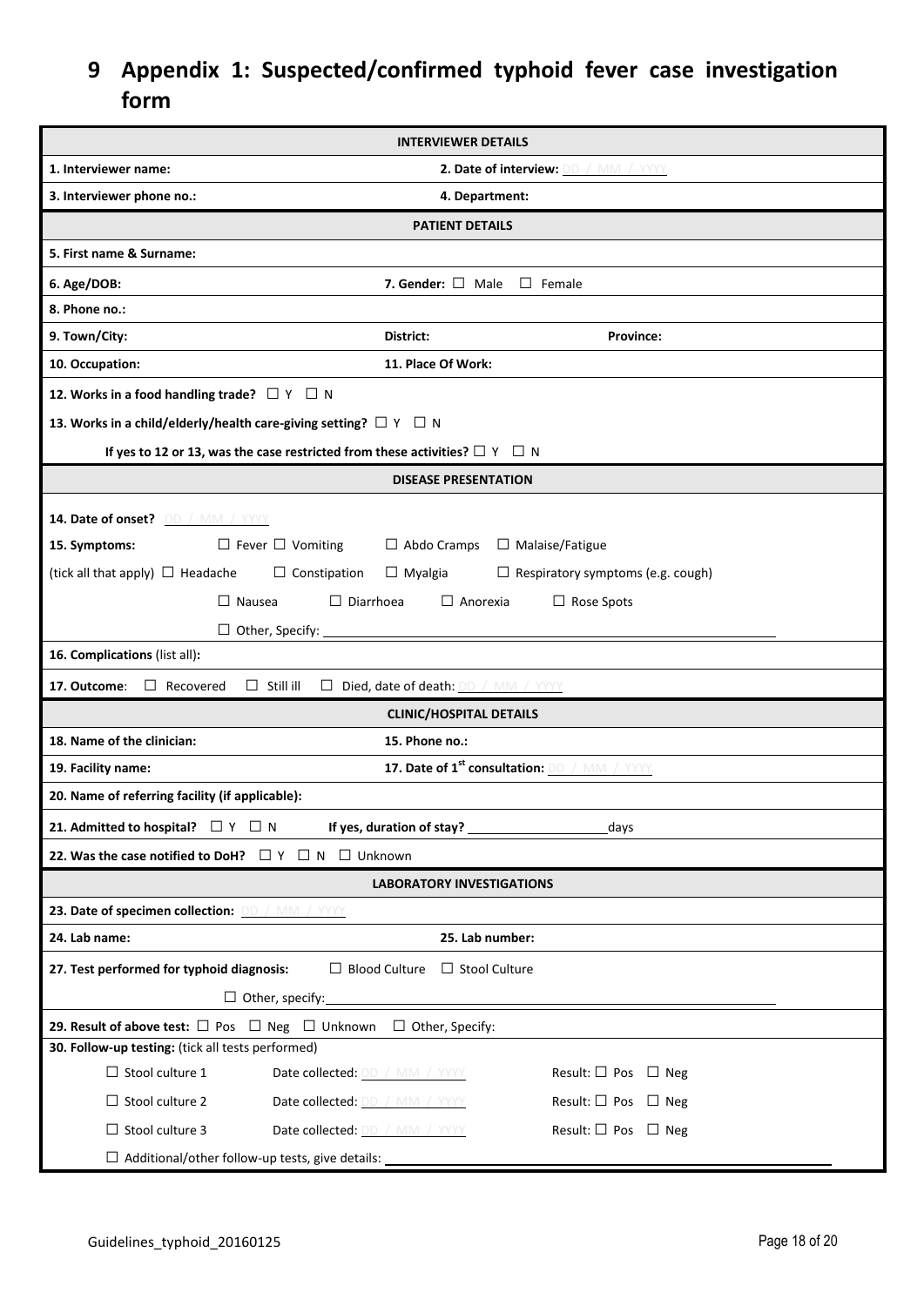# 9 Appendix 1: Suspected/confirmed typhoid fever case investigation form

| **INTERVIEWER DETAILS** | | |
|---|---|---|
| **1. Interviewer name:** | **2. Date of interview:** DD / MM / YYYY | |
| **3. Interviewer phone no.:** | **4. Department:** | |
| **PATIENT DETAILS** | | |
| **5. First name & Surname:** | | |
| **6. Age/DOB:** | **7. Gender:** ☐ Male ☐ Female | |
| **8. Phone no.:** | | |
| **9. Town/City:** | **District:** | **Province:** |
| **10. Occupation:** | **11. Place Of Work:** | |
| **12. Works in a food handling trade?** ☐ Y ☐ N | | |
| **13. Works in a child/elderly/health care-giving setting?** ☐ Y ☐ N | | |
| **If yes to 12 or 13, was the case restricted from these activities?** ☐ Y ☐ N | | |
| **DISEASE PRESENTATION** | | |
| **14. Date of onset?** DD / MM / YYYY<br>**15. Symptoms:** ☐ Fever ☐ Vomiting ☐ Abdo Cramps ☐ Malaise/Fatigue<br>(tick all that apply) ☐ Headache ☐ Constipation ☐ Myalgia ☐ Respiratory symptoms (e.g. cough)<br>☐ Nausea ☐ Diarrhoea ☐ Anorexia ☐ Rose Spots<br>☐ Other, Specify: ______ | | |
| **16. Complications** (list all)**:** | | |
| **17. Outcome**: ☐ Recovered ☐ Still ill ☐ Died, date of death: DD / MM / YYYY | | |
| **CLINIC/HOSPITAL DETAILS** | | |
| **18. Name of the clinician:** | **15. Phone no.:** | |
| **19. Facility name:** | **17. Date of 1st consultation:** DD / MM / YYYY | |
| **20. Name of referring facility (if applicable):** | | |
| **21. Admitted to hospital?** ☐ Y ☐ N | **If yes, duration of stay?** ______ days | |
| **22. Was the case notified to DoH?** ☐ Y ☐ N ☐ Unknown | | |
| **LABORATORY INVESTIGATIONS** | | |
| **23. Date of specimen collection:** DD / MM / YYYY | | |
| **24. Lab name:** | **25. Lab number:** | |
| **27. Test performed for typhoid diagnosis:** ☐ Blood Culture ☐ Stool Culture<br>☐ Other, specify: ______ | | |
| **29. Result of above test:** ☐ Pos ☐ Neg ☐ Unknown ☐ Other, Specify: | | |
| **30. Follow-up testing:** (tick all tests performed) | | |
| ☐ Stool culture 1 | Date collected: DD / MM / YYYY | Result: ☐ Pos ☐ Neg |
| ☐ Stool culture 2 | Date collected: DD / MM / YYYY | Result: ☐ Pos ☐ Neg |
| ☐ Stool culture 3 | Date collected: DD / MM / YYYY | Result: ☐ Pos ☐ Neg |
| ☐ Additional/other follow-up tests, give details: ______ | | |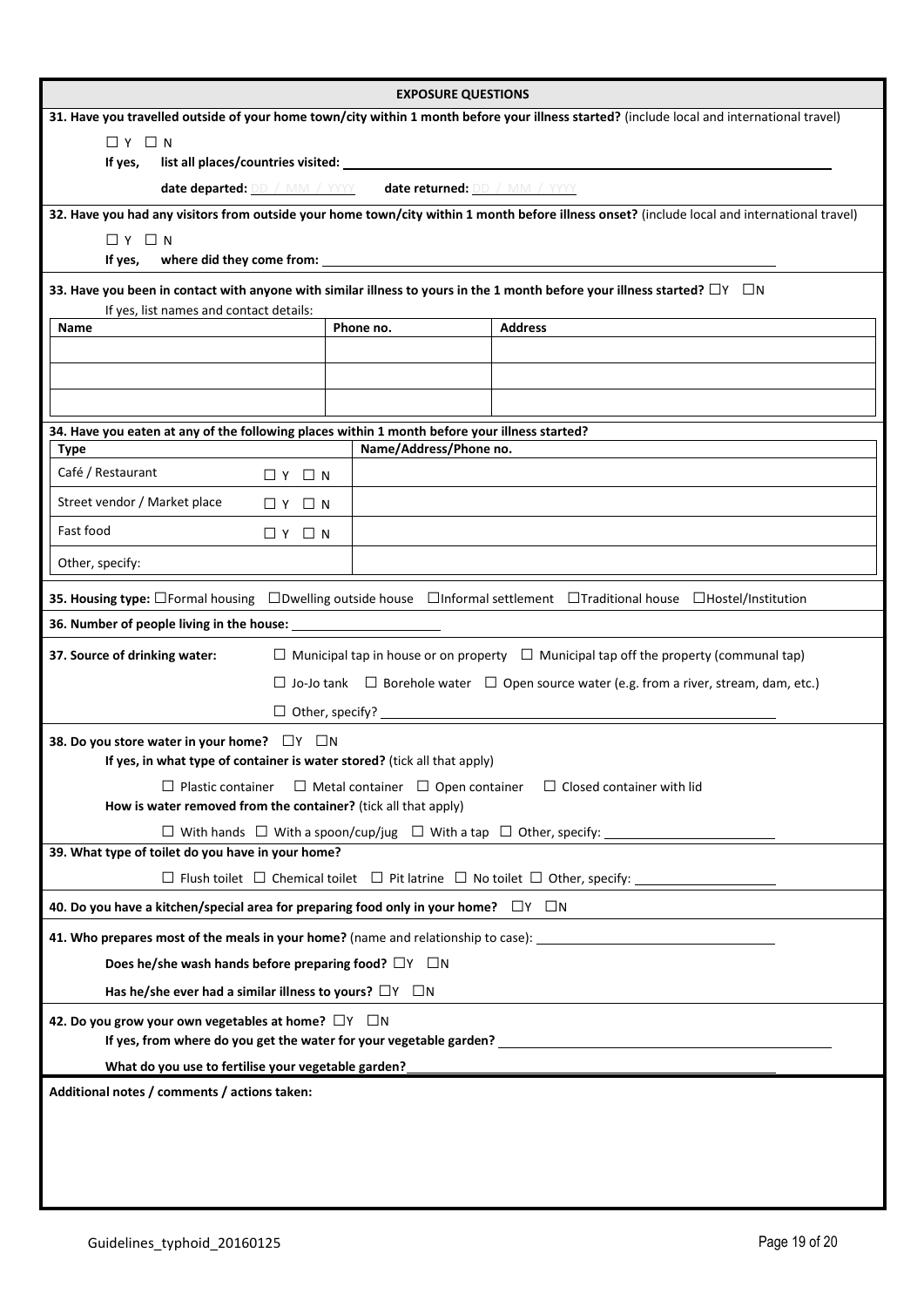## EXPOSURE QUESTIONS

**31. Have you travelled outside of your home town/city within 1 month before your illness started?** (include local and international travel)

☐ Y ☐ N

**If yes, list all places/countries visited:** ______________________________

**date departed:** DD / MM / YYYY **date returned:** DD / MM / YYYY

**32. Have you had any visitors from outside your home town/city within 1 month before illness onset?** (include local and international travel)

☐ Y ☐ N

**If yes, where did they come from:** ______________________________

**33. Have you been in contact with anyone with similar illness to yours in the 1 month before your illness started?** ☐Y ☐N

If yes, list names and contact details:

| Name | Phone no. | Address |
| --- | --- | --- |
| | | |
| | | |
| | | |

**34. Have you eaten at any of the following places within 1 month before your illness started?**

| Type | | Name/Address/Phone no. |
| --- | --- | --- |
| Café / Restaurant | ☐ Y ☐ N | |
| Street vendor / Market place | ☐ Y ☐ N | |
| Fast food | ☐ Y ☐ N | |
| Other, specify: | | |

**35. Housing type:** ☐Formal housing ☐Dwelling outside house ☐Informal settlement ☐Traditional house ☐Hostel/Institution

**36. Number of people living in the house:** ____________

**37. Source of drinking water:** ☐ Municipal tap in house or on property ☐ Municipal tap off the property (communal tap)

☐ Jo-Jo tank ☐ Borehole water ☐ Open source water (e.g. from a river, stream, dam, etc.)

☐ Other, specify? ______________________________

**38. Do you store water in your home?** ☐Y ☐N

**If yes, in what type of container is water stored?** (tick all that apply)

☐ Plastic container ☐ Metal container ☐ Open container ☐ Closed container with lid

**How is water removed from the container?** (tick all that apply)

☐ With hands ☐ With a spoon/cup/jug ☐ With a tap ☐ Other, specify: ____________

**39. What type of toilet do you have in your home?**

☐ Flush toilet ☐ Chemical toilet ☐ Pit latrine ☐ No toilet ☐ Other, specify: ____________

**40. Do you have a kitchen/special area for preparing food only in your home?** ☐Y ☐N

**41. Who prepares most of the meals in your home?** (name and relationship to case): ____________

**Does he/she wash hands before preparing food?** ☐Y ☐N

**Has he/she ever had a similar illness to yours?** ☐Y ☐N

**42. Do you grow your own vegetables at home?** ☐Y ☐N

**If yes, from where do you get the water for your vegetable garden?** ____________

**What do you use to fertilise your vegetable garden?** ____________

**Additional notes / comments / actions taken:**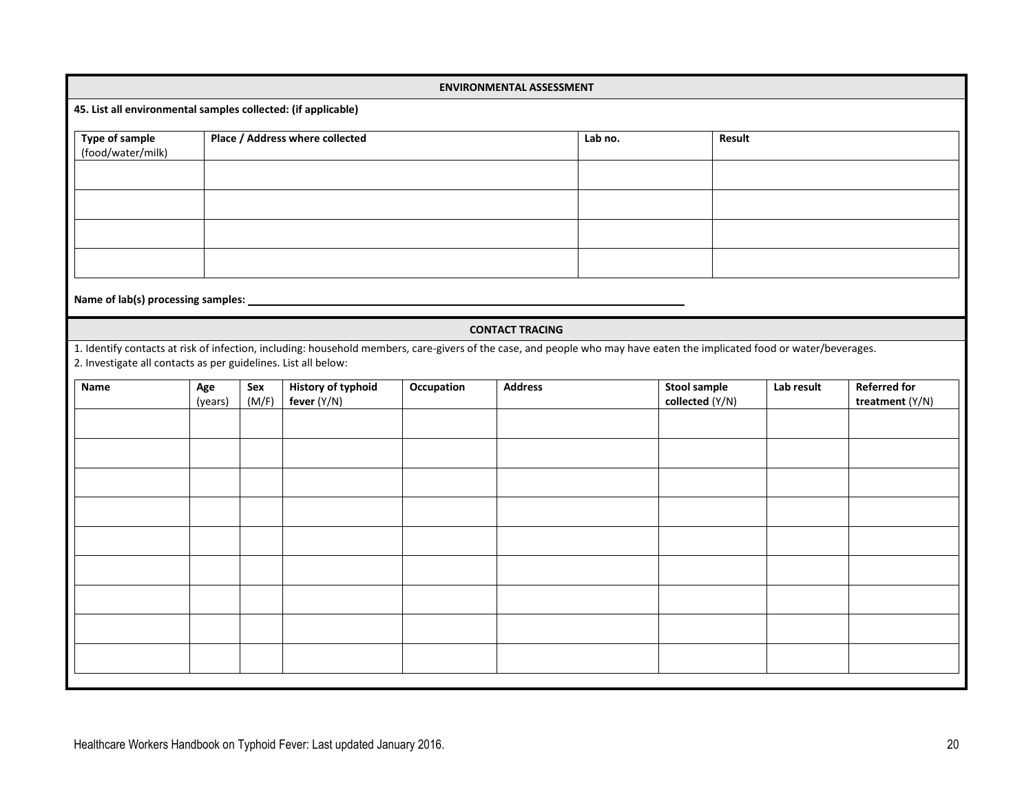## ENVIRONMENTAL ASSESSMENT

**45. List all environmental samples collected: (if applicable)**

| **Type of sample** (food/water/milk) | **Place / Address where collected** | **Lab no.** | **Result** |
|---|---|---|---|
| | | | |
| | | | |
| | | | |
| | | | |

**Name of lab(s) processing samples:** ______________________________

## CONTACT TRACING

1. Identify contacts at risk of infection, including: household members, care-givers of the case, and people who may have eaten the implicated food or water/beverages.
2. Investigate all contacts as per guidelines. List all below:

| **Name** | **Age** (years) | **Sex** (M/F) | **History of typhoid fever** (Y/N) | **Occupation** | **Address** | **Stool sample collected** (Y/N) | **Lab result** | **Referred for treatment** (Y/N) |
|---|---|---|---|---|---|---|---|---|
| | | | | | | | | |
| | | | | | | | | |
| | | | | | | | | |
| | | | | | | | | |
| | | | | | | | | |
| | | | | | | | | |
| | | | | | | | | |
| | | | | | | | | |
| | | | | | | | | |

Healthcare Workers Handbook on Typhoid Fever: Last updated January 2016.